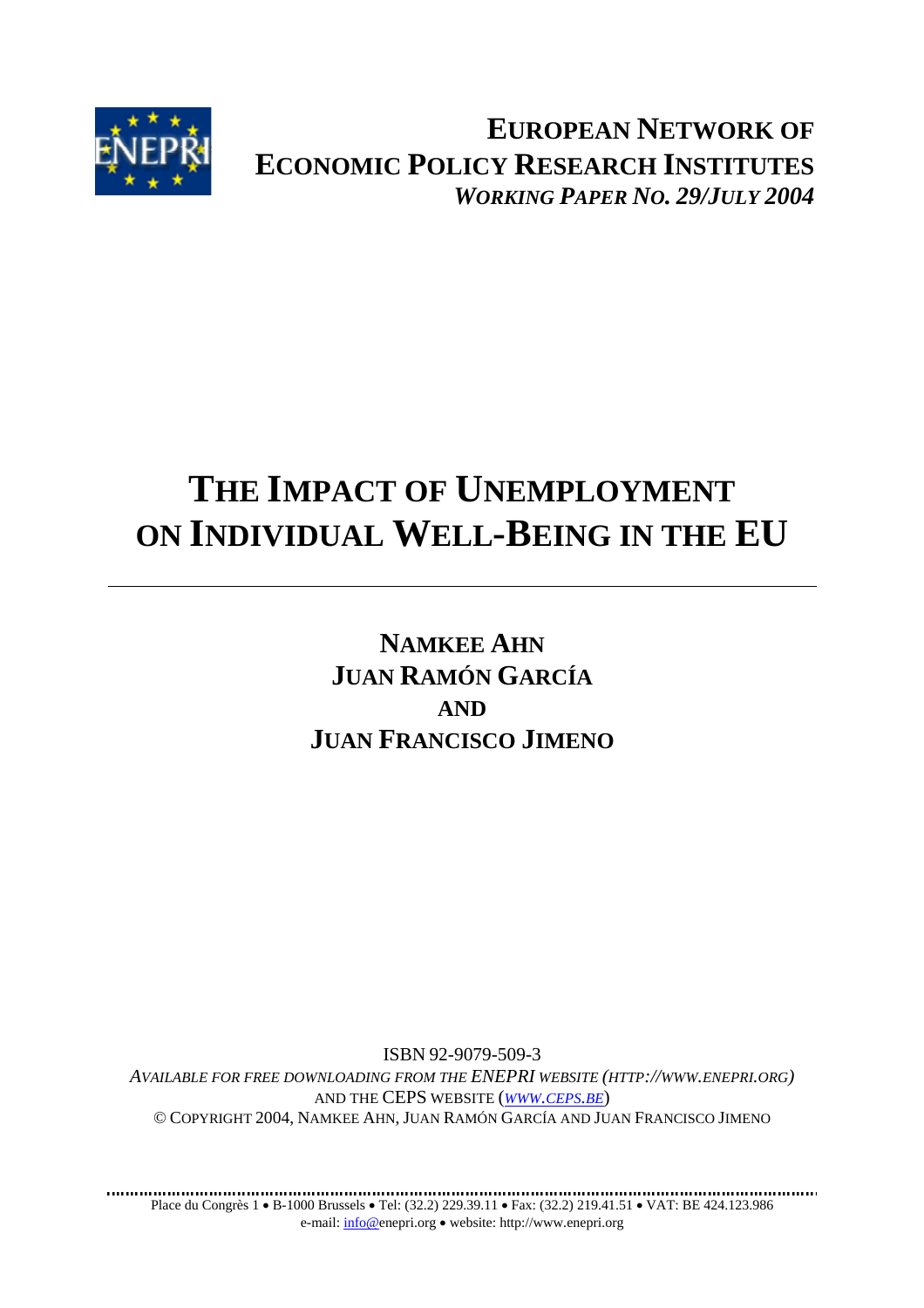**EUROPEAN NETWORK OF ECONOMIC POLICY RESEARCH INSTITUTES**

***WORKING PAPER NO. 29/JULY 2004***

# THE IMPACT OF UNEMPLOYMENT ON INDIVIDUAL WELL-BEING IN THE EU

---

**NAMKEE AHN**

**JUAN RAMÓN GARCÍA**

**AND**

**JUAN FRANCISCO JIMENO**

ISBN 92-9079-509-3

*AVAILABLE FOR FREE DOWNLOADING FROM THE ENEPRI WEBSITE (HTTP://WWW.ENEPRI.ORG)*
AND THE CEPS WEBSITE (*WWW.CEPS.BE*)

© COPYRIGHT 2004, NAMKEE AHN, JUAN RAMÓN GARCÍA AND JUAN FRANCISCO JIMENO

Place du Congrès 1 • B-1000 Brussels • Tel: (32.2) 229.39.11 • Fax: (32.2) 219.41.51 • VAT: BE 424.123.986
e-mail: info@enepri.org • website: http://www.enepri.org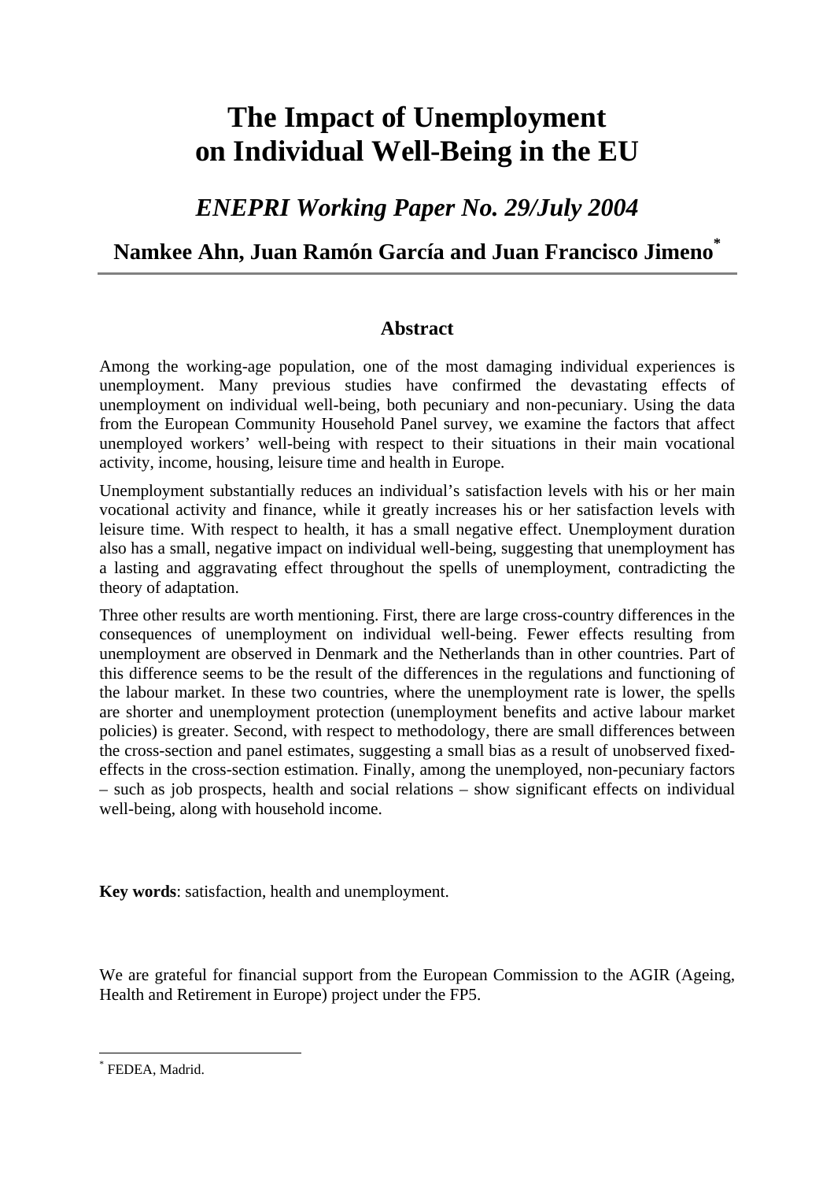# The Impact of Unemployment on Individual Well-Being in the EU

## *ENEPRI Working Paper No. 29/July 2004*

### Namkee Ahn, Juan Ramón García and Juan Francisco Jimeno*

## Abstract

Among the working-age population, one of the most damaging individual experiences is unemployment. Many previous studies have confirmed the devastating effects of unemployment on individual well-being, both pecuniary and non-pecuniary. Using the data from the European Community Household Panel survey, we examine the factors that affect unemployed workers' well-being with respect to their situations in their main vocational activity, income, housing, leisure time and health in Europe.

Unemployment substantially reduces an individual's satisfaction levels with his or her main vocational activity and finance, while it greatly increases his or her satisfaction levels with leisure time. With respect to health, it has a small negative effect. Unemployment duration also has a small, negative impact on individual well-being, suggesting that unemployment has a lasting and aggravating effect throughout the spells of unemployment, contradicting the theory of adaptation.

Three other results are worth mentioning. First, there are large cross-country differences in the consequences of unemployment on individual well-being. Fewer effects resulting from unemployment are observed in Denmark and the Netherlands than in other countries. Part of this difference seems to be the result of the differences in the regulations and functioning of the labour market. In these two countries, where the unemployment rate is lower, the spells are shorter and unemployment protection (unemployment benefits and active labour market policies) is greater. Second, with respect to methodology, there are small differences between the cross-section and panel estimates, suggesting a small bias as a result of unobserved fixed-effects in the cross-section estimation. Finally, among the unemployed, non-pecuniary factors – such as job prospects, health and social relations – show significant effects on individual well-being, along with household income.

**Key words**: satisfaction, health and unemployment.

We are grateful for financial support from the European Commission to the AGIR (Ageing, Health and Retirement in Europe) project under the FP5.

---

* FEDEA, Madrid.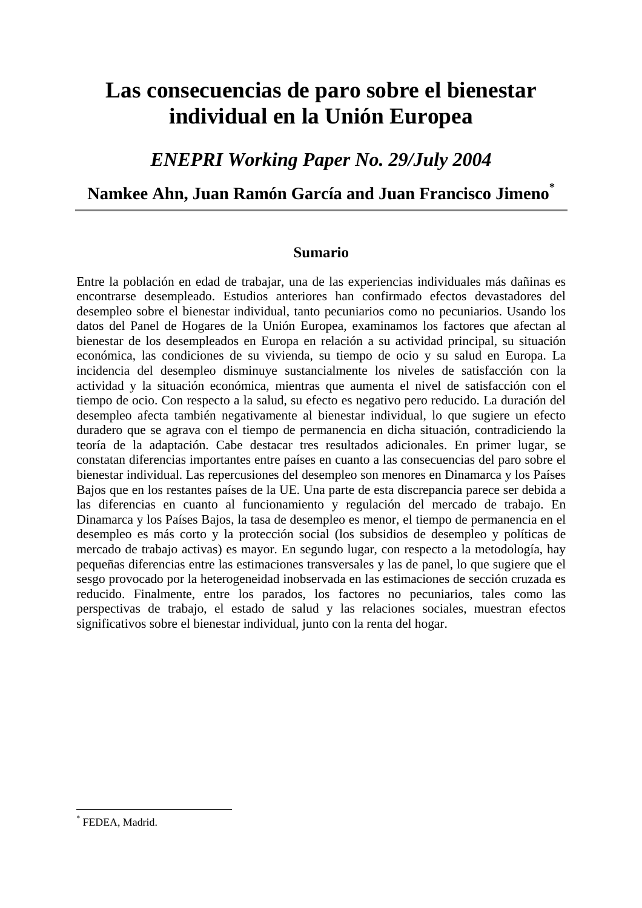# Las consecuencias de paro sobre el bienestar individual en la Unión Europea

## *ENEPRI Working Paper No. 29/July 2004*

### Namkee Ahn, Juan Ramón García and Juan Francisco Jimeno*

---

#### Sumario

Entre la población en edad de trabajar, una de las experiencias individuales más dañinas es encontrarse desempleado. Estudios anteriores han confirmado efectos devastadores del desempleo sobre el bienestar individual, tanto pecuniarios como no pecuniarios. Usando los datos del Panel de Hogares de la Unión Europea, examinamos los factores que afectan al bienestar de los desempleados en Europa en relación a su actividad principal, su situación económica, las condiciones de su vivienda, su tiempo de ocio y su salud en Europa. La incidencia del desempleo disminuye sustancialmente los niveles de satisfacción con la actividad y la situación económica, mientras que aumenta el nivel de satisfacción con el tiempo de ocio. Con respecto a la salud, su efecto es negativo pero reducido. La duración del desempleo afecta también negativamente al bienestar individual, lo que sugiere un efecto duradero que se agrava con el tiempo de permanencia en dicha situación, contradiciendo la teoría de la adaptación. Cabe destacar tres resultados adicionales. En primer lugar, se constatan diferencias importantes entre países en cuanto a las consecuencias del paro sobre el bienestar individual. Las repercusiones del desempleo son menores en Dinamarca y los Países Bajos que en los restantes países de la UE. Una parte de esta discrepancia parece ser debida a las diferencias en cuanto al funcionamiento y regulación del mercado de trabajo. En Dinamarca y los Países Bajos, la tasa de desempleo es menor, el tiempo de permanencia en el desempleo es más corto y la protección social (los subsidios de desempleo y políticas de mercado de trabajo activas) es mayor. En segundo lugar, con respecto a la metodología, hay pequeñas diferencias entre las estimaciones transversales y las de panel, lo que sugiere que el sesgo provocado por la heterogeneidad inobservada en las estimaciones de sección cruzada es reducido. Finalmente, entre los parados, los factores no pecuniarios, tales como las perspectivas de trabajo, el estado de salud y las relaciones sociales, muestran efectos significativos sobre el bienestar individual, junto con la renta del hogar.

---

* FEDEA, Madrid.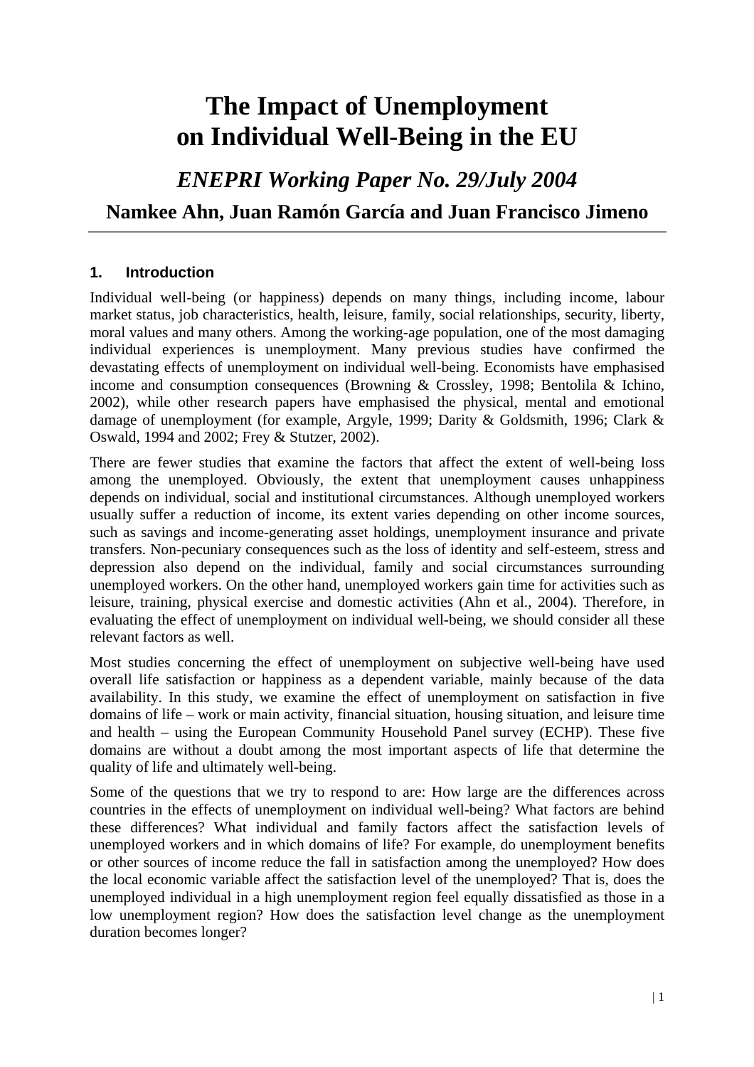# The Impact of Unemployment on Individual Well-Being in the EU

## *ENEPRI Working Paper No. 29/July 2004*

### Namkee Ahn, Juan Ramón García and Juan Francisco Jimeno

---

### 1. Introduction

Individual well-being (or happiness) depends on many things, including income, labour market status, job characteristics, health, leisure, family, social relationships, security, liberty, moral values and many others. Among the working-age population, one of the most damaging individual experiences is unemployment. Many previous studies have confirmed the devastating effects of unemployment on individual well-being. Economists have emphasised income and consumption consequences (Browning & Crossley, 1998; Bentolila & Ichino, 2002), while other research papers have emphasised the physical, mental and emotional damage of unemployment (for example, Argyle, 1999; Darity & Goldsmith, 1996; Clark & Oswald, 1994 and 2002; Frey & Stutzer, 2002).

There are fewer studies that examine the factors that affect the extent of well-being loss among the unemployed. Obviously, the extent that unemployment causes unhappiness depends on individual, social and institutional circumstances. Although unemployed workers usually suffer a reduction of income, its extent varies depending on other income sources, such as savings and income-generating asset holdings, unemployment insurance and private transfers. Non-pecuniary consequences such as the loss of identity and self-esteem, stress and depression also depend on the individual, family and social circumstances surrounding unemployed workers. On the other hand, unemployed workers gain time for activities such as leisure, training, physical exercise and domestic activities (Ahn et al., 2004). Therefore, in evaluating the effect of unemployment on individual well-being, we should consider all these relevant factors as well.

Most studies concerning the effect of unemployment on subjective well-being have used overall life satisfaction or happiness as a dependent variable, mainly because of the data availability. In this study, we examine the effect of unemployment on satisfaction in five domains of life – work or main activity, financial situation, housing situation, and leisure time and health – using the European Community Household Panel survey (ECHP). These five domains are without a doubt among the most important aspects of life that determine the quality of life and ultimately well-being.

Some of the questions that we try to respond to are: How large are the differences across countries in the effects of unemployment on individual well-being? What factors are behind these differences? What individual and family factors affect the satisfaction levels of unemployed workers and in which domains of life? For example, do unemployment benefits or other sources of income reduce the fall in satisfaction among the unemployed? How does the local economic variable affect the satisfaction level of the unemployed? That is, does the unemployed individual in a high unemployment region feel equally dissatisfied as those in a low unemployment region? How does the satisfaction level change as the unemployment duration becomes longer?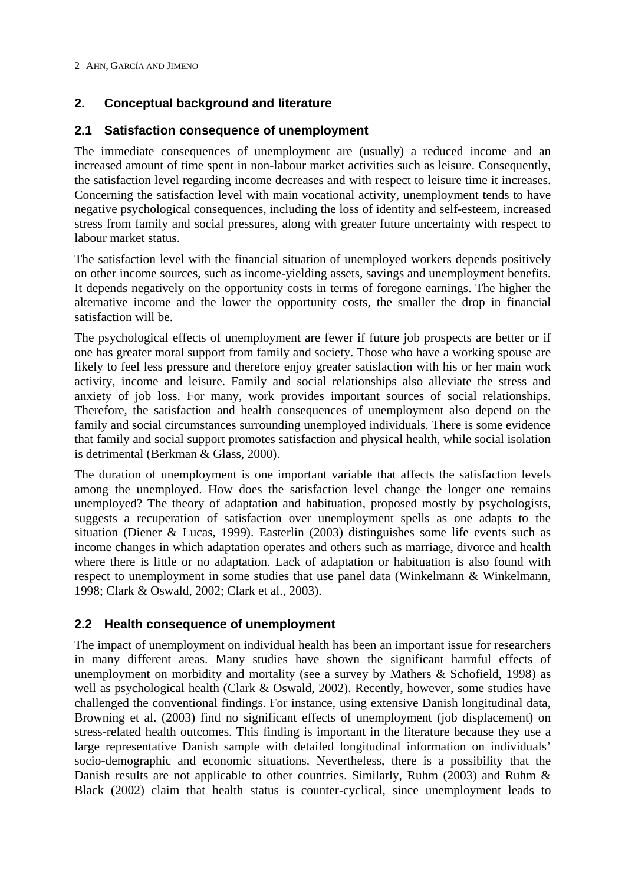## 2. Conceptual background and literature

### 2.1 Satisfaction consequence of unemployment

The immediate consequences of unemployment are (usually) a reduced income and an increased amount of time spent in non-labour market activities such as leisure. Consequently, the satisfaction level regarding income decreases and with respect to leisure time it increases. Concerning the satisfaction level with main vocational activity, unemployment tends to have negative psychological consequences, including the loss of identity and self-esteem, increased stress from family and social pressures, along with greater future uncertainty with respect to labour market status.

The satisfaction level with the financial situation of unemployed workers depends positively on other income sources, such as income-yielding assets, savings and unemployment benefits. It depends negatively on the opportunity costs in terms of foregone earnings. The higher the alternative income and the lower the opportunity costs, the smaller the drop in financial satisfaction will be.

The psychological effects of unemployment are fewer if future job prospects are better or if one has greater moral support from family and society. Those who have a working spouse are likely to feel less pressure and therefore enjoy greater satisfaction with his or her main work activity, income and leisure. Family and social relationships also alleviate the stress and anxiety of job loss. For many, work provides important sources of social relationships. Therefore, the satisfaction and health consequences of unemployment also depend on the family and social circumstances surrounding unemployed individuals. There is some evidence that family and social support promotes satisfaction and physical health, while social isolation is detrimental (Berkman & Glass, 2000).

The duration of unemployment is one important variable that affects the satisfaction levels among the unemployed. How does the satisfaction level change the longer one remains unemployed? The theory of adaptation and habituation, proposed mostly by psychologists, suggests a recuperation of satisfaction over unemployment spells as one adapts to the situation (Diener & Lucas, 1999). Easterlin (2003) distinguishes some life events such as income changes in which adaptation operates and others such as marriage, divorce and health where there is little or no adaptation. Lack of adaptation or habituation is also found with respect to unemployment in some studies that use panel data (Winkelmann & Winkelmann, 1998; Clark & Oswald, 2002; Clark et al., 2003).

### 2.2 Health consequence of unemployment

The impact of unemployment on individual health has been an important issue for researchers in many different areas. Many studies have shown the significant harmful effects of unemployment on morbidity and mortality (see a survey by Mathers & Schofield, 1998) as well as psychological health (Clark & Oswald, 2002). Recently, however, some studies have challenged the conventional findings. For instance, using extensive Danish longitudinal data, Browning et al. (2003) find no significant effects of unemployment (job displacement) on stress-related health outcomes. This finding is important in the literature because they use a large representative Danish sample with detailed longitudinal information on individuals' socio-demographic and economic situations. Nevertheless, there is a possibility that the Danish results are not applicable to other countries. Similarly, Ruhm (2003) and Ruhm & Black (2002) claim that health status is counter-cyclical, since unemployment leads to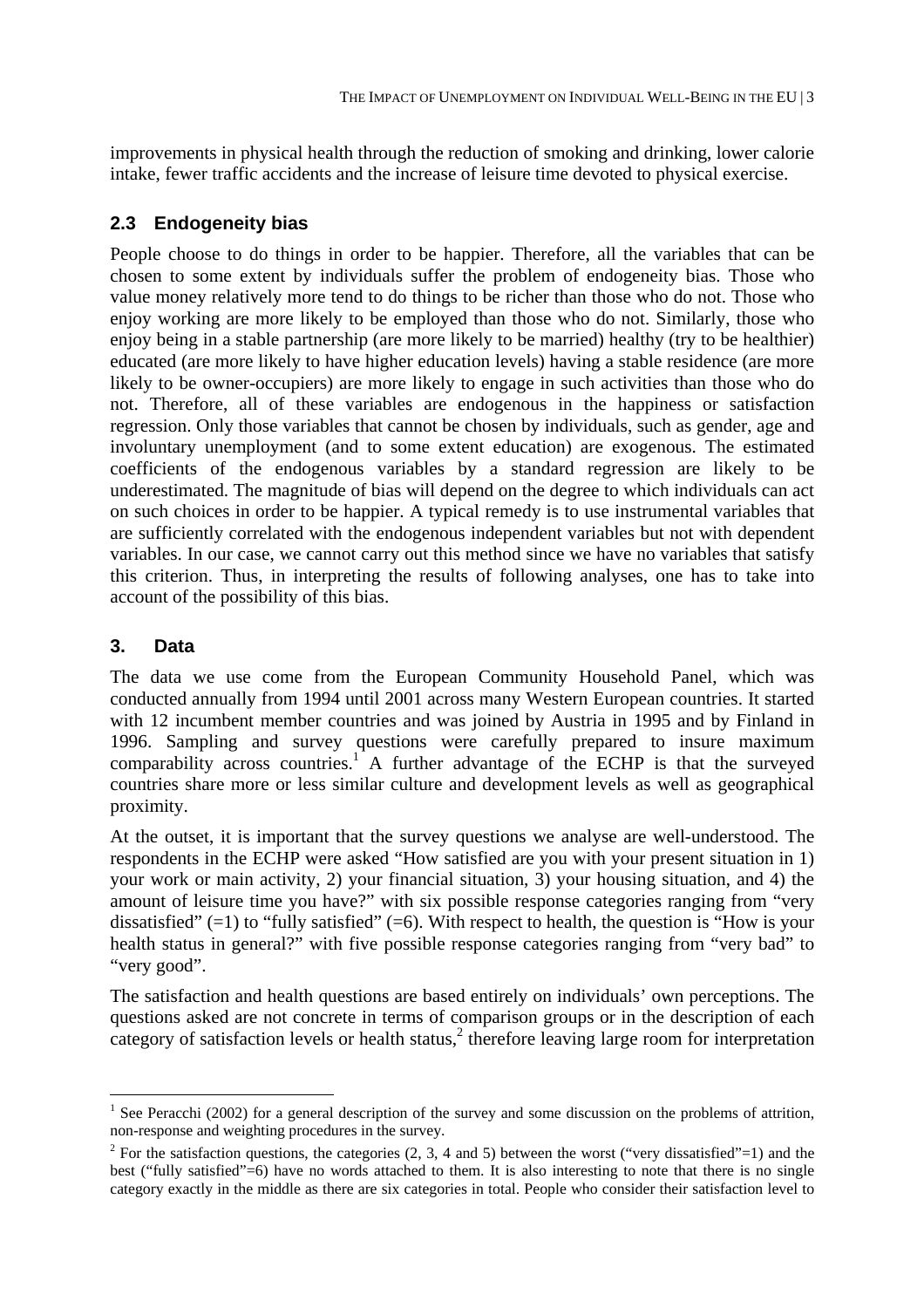improvements in physical health through the reduction of smoking and drinking, lower calorie intake, fewer traffic accidents and the increase of leisure time devoted to physical exercise.

### 2.3 Endogeneity bias

People choose to do things in order to be happier. Therefore, all the variables that can be chosen to some extent by individuals suffer the problem of endogeneity bias. Those who value money relatively more tend to do things to be richer than those who do not. Those who enjoy working are more likely to be employed than those who do not. Similarly, those who enjoy being in a stable partnership (are more likely to be married) healthy (try to be healthier) educated (are more likely to have higher education levels) having a stable residence (are more likely to be owner-occupiers) are more likely to engage in such activities than those who do not. Therefore, all of these variables are endogenous in the happiness or satisfaction regression. Only those variables that cannot be chosen by individuals, such as gender, age and involuntary unemployment (and to some extent education) are exogenous. The estimated coefficients of the endogenous variables by a standard regression are likely to be underestimated. The magnitude of bias will depend on the degree to which individuals can act on such choices in order to be happier. A typical remedy is to use instrumental variables that are sufficiently correlated with the endogenous independent variables but not with dependent variables. In our case, we cannot carry out this method since we have no variables that satisfy this criterion. Thus, in interpreting the results of following analyses, one has to take into account of the possibility of this bias.

## 3. Data

The data we use come from the European Community Household Panel, which was conducted annually from 1994 until 2001 across many Western European countries. It started with 12 incumbent member countries and was joined by Austria in 1995 and by Finland in 1996. Sampling and survey questions were carefully prepared to insure maximum comparability across countries.[1] A further advantage of the ECHP is that the surveyed countries share more or less similar culture and development levels as well as geographical proximity.

At the outset, it is important that the survey questions we analyse are well-understood. The respondents in the ECHP were asked "How satisfied are you with your present situation in 1) your work or main activity, 2) your financial situation, 3) your housing situation, and 4) the amount of leisure time you have?" with six possible response categories ranging from "very dissatisfied" (=1) to "fully satisfied" (=6). With respect to health, the question is "How is your health status in general?" with five possible response categories ranging from "very bad" to "very good".

The satisfaction and health questions are based entirely on individuals' own perceptions. The questions asked are not concrete in terms of comparison groups or in the description of each category of satisfaction levels or health status,[2] therefore leaving large room for interpretation

---

[1] See Peracchi (2002) for a general description of the survey and some discussion on the problems of attrition, non-response and weighting procedures in the survey.

[2] For the satisfaction questions, the categories (2, 3, 4 and 5) between the worst ("very dissatisfied"=1) and the best ("fully satisfied"=6) have no words attached to them. It is also interesting to note that there is no single category exactly in the middle as there are six categories in total. People who consider their satisfaction level to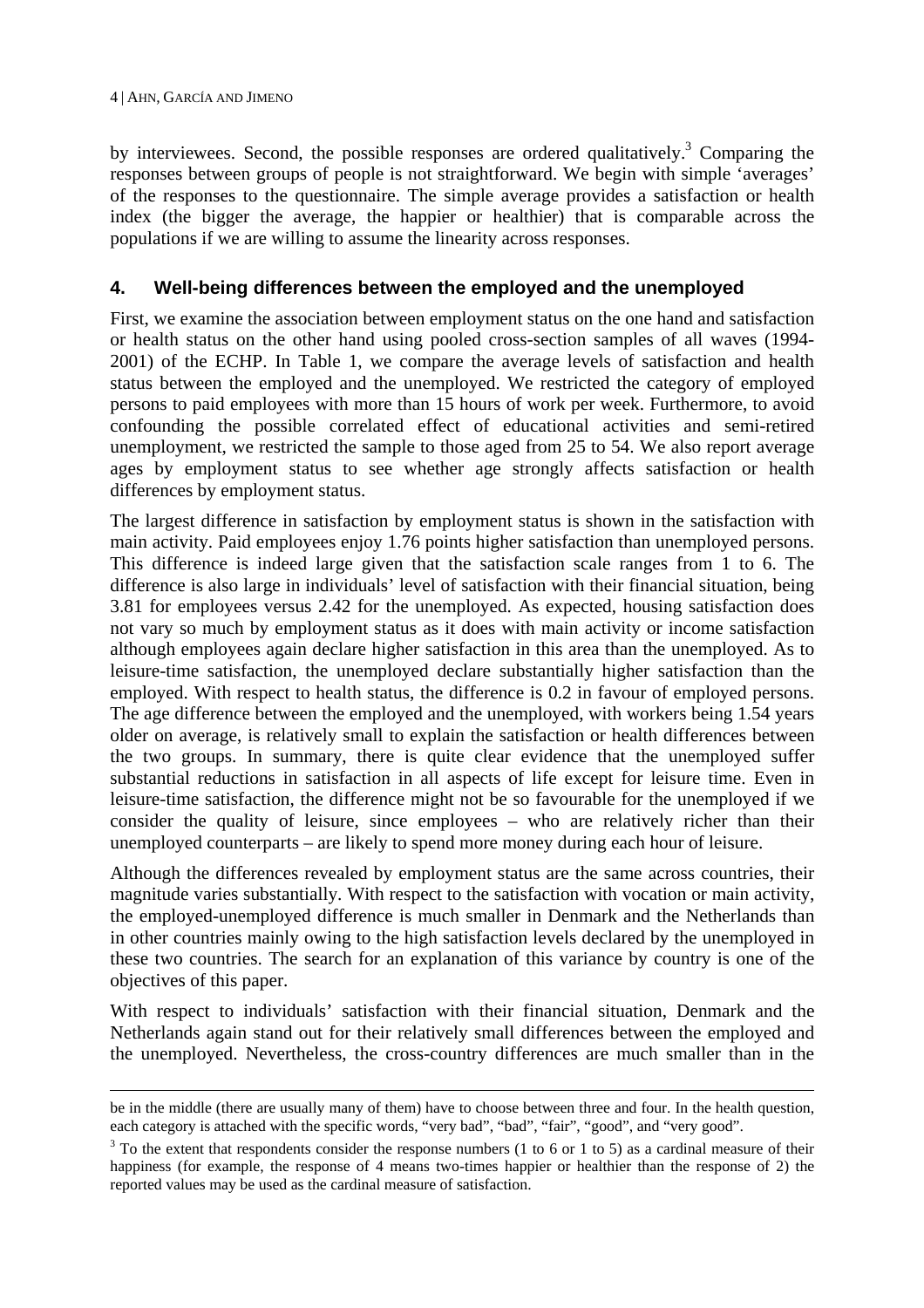by interviewees. Second, the possible responses are ordered qualitatively.[3] Comparing the responses between groups of people is not straightforward. We begin with simple 'averages' of the responses to the questionnaire. The simple average provides a satisfaction or health index (the bigger the average, the happier or healthier) that is comparable across the populations if we are willing to assume the linearity across responses.

## 4. Well-being differences between the employed and the unemployed

First, we examine the association between employment status on the one hand and satisfaction or health status on the other hand using pooled cross-section samples of all waves (1994-2001) of the ECHP. In Table 1, we compare the average levels of satisfaction and health status between the employed and the unemployed. We restricted the category of employed persons to paid employees with more than 15 hours of work per week. Furthermore, to avoid confounding the possible correlated effect of educational activities and semi-retired unemployment, we restricted the sample to those aged from 25 to 54. We also report average ages by employment status to see whether age strongly affects satisfaction or health differences by employment status.

The largest difference in satisfaction by employment status is shown in the satisfaction with main activity. Paid employees enjoy 1.76 points higher satisfaction than unemployed persons. This difference is indeed large given that the satisfaction scale ranges from 1 to 6. The difference is also large in individuals' level of satisfaction with their financial situation, being 3.81 for employees versus 2.42 for the unemployed. As expected, housing satisfaction does not vary so much by employment status as it does with main activity or income satisfaction although employees again declare higher satisfaction in this area than the unemployed. As to leisure-time satisfaction, the unemployed declare substantially higher satisfaction than the employed. With respect to health status, the difference is 0.2 in favour of employed persons. The age difference between the employed and the unemployed, with workers being 1.54 years older on average, is relatively small to explain the satisfaction or health differences between the two groups. In summary, there is quite clear evidence that the unemployed suffer substantial reductions in satisfaction in all aspects of life except for leisure time. Even in leisure-time satisfaction, the difference might not be so favourable for the unemployed if we consider the quality of leisure, since employees – who are relatively richer than their unemployed counterparts – are likely to spend more money during each hour of leisure.

Although the differences revealed by employment status are the same across countries, their magnitude varies substantially. With respect to the satisfaction with vocation or main activity, the employed-unemployed difference is much smaller in Denmark and the Netherlands than in other countries mainly owing to the high satisfaction levels declared by the unemployed in these two countries. The search for an explanation of this variance by country is one of the objectives of this paper.

With respect to individuals' satisfaction with their financial situation, Denmark and the Netherlands again stand out for their relatively small differences between the employed and the unemployed. Nevertheless, the cross-country differences are much smaller than in the

---

be in the middle (there are usually many of them) have to choose between three and four. In the health question, each category is attached with the specific words, "very bad", "bad", "fair", "good", and "very good".

[3] To the extent that respondents consider the response numbers (1 to 6 or 1 to 5) as a cardinal measure of their happiness (for example, the response of 4 means two-times happier or healthier than the response of 2) the reported values may be used as the cardinal measure of satisfaction.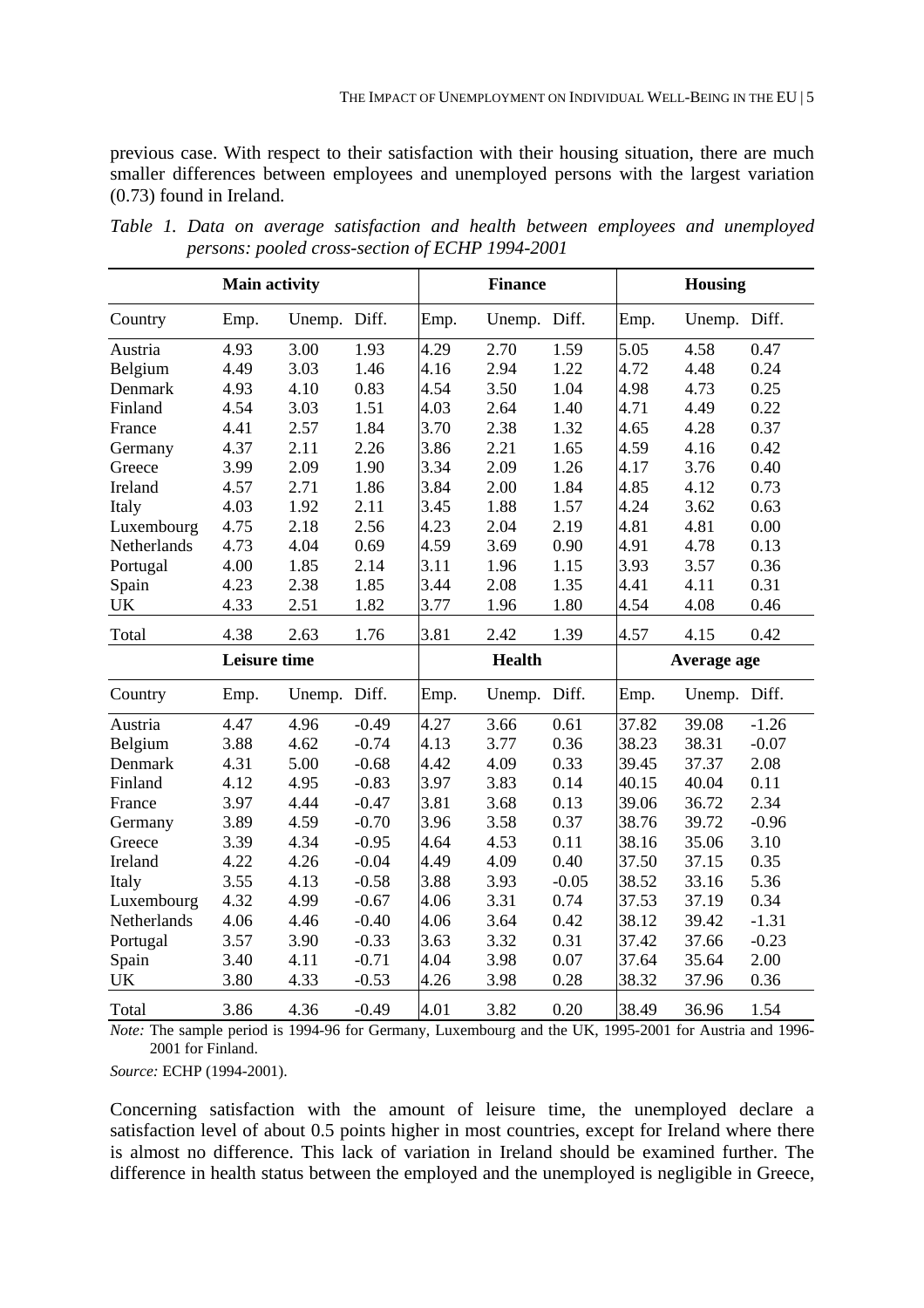previous case. With respect to their satisfaction with their housing situation, there are much smaller differences between employees and unemployed persons with the largest variation (0.73) found in Ireland.

*Table 1. Data on average satisfaction and health between employees and unemployed persons: pooled cross-section of ECHP 1994-2001*

| | **Main activity** | | | **Finance** | | | **Housing** | | |
|---|---|---|---|---|---|---|---|---|---|
| Country | Emp. | Unemp. | Diff. | Emp. | Unemp. | Diff. | Emp. | Unemp. | Diff. |
| Austria | 4.93 | 3.00 | 1.93 | 4.29 | 2.70 | 1.59 | 5.05 | 4.58 | 0.47 |
| Belgium | 4.49 | 3.03 | 1.46 | 4.16 | 2.94 | 1.22 | 4.72 | 4.48 | 0.24 |
| Denmark | 4.93 | 4.10 | 0.83 | 4.54 | 3.50 | 1.04 | 4.98 | 4.73 | 0.25 |
| Finland | 4.54 | 3.03 | 1.51 | 4.03 | 2.64 | 1.40 | 4.71 | 4.49 | 0.22 |
| France | 4.41 | 2.57 | 1.84 | 3.70 | 2.38 | 1.32 | 4.65 | 4.28 | 0.37 |
| Germany | 4.37 | 2.11 | 2.26 | 3.86 | 2.21 | 1.65 | 4.59 | 4.16 | 0.42 |
| Greece | 3.99 | 2.09 | 1.90 | 3.34 | 2.09 | 1.26 | 4.17 | 3.76 | 0.40 |
| Ireland | 4.57 | 2.71 | 1.86 | 3.84 | 2.00 | 1.84 | 4.85 | 4.12 | 0.73 |
| Italy | 4.03 | 1.92 | 2.11 | 3.45 | 1.88 | 1.57 | 4.24 | 3.62 | 0.63 |
| Luxembourg | 4.75 | 2.18 | 2.56 | 4.23 | 2.04 | 2.19 | 4.81 | 4.81 | 0.00 |
| Netherlands | 4.73 | 4.04 | 0.69 | 4.59 | 3.69 | 0.90 | 4.91 | 4.78 | 0.13 |
| Portugal | 4.00 | 1.85 | 2.14 | 3.11 | 1.96 | 1.15 | 3.93 | 3.57 | 0.36 |
| Spain | 4.23 | 2.38 | 1.85 | 3.44 | 2.08 | 1.35 | 4.41 | 4.11 | 0.31 |
| UK | 4.33 | 2.51 | 1.82 | 3.77 | 1.96 | 1.80 | 4.54 | 4.08 | 0.46 |
| Total | 4.38 | 2.63 | 1.76 | 3.81 | 2.42 | 1.39 | 4.57 | 4.15 | 0.42 |
| | **Leisure time** | | | **Health** | | | **Average age** | | |
| Country | Emp. | Unemp. | Diff. | Emp. | Unemp. | Diff. | Emp. | Unemp. | Diff. |
| Austria | 4.47 | 4.96 | -0.49 | 4.27 | 3.66 | 0.61 | 37.82 | 39.08 | -1.26 |
| Belgium | 3.88 | 4.62 | -0.74 | 4.13 | 3.77 | 0.36 | 38.23 | 38.31 | -0.07 |
| Denmark | 4.31 | 5.00 | -0.68 | 4.42 | 4.09 | 0.33 | 39.45 | 37.37 | 2.08 |
| Finland | 4.12 | 4.95 | -0.83 | 3.97 | 3.83 | 0.14 | 40.15 | 40.04 | 0.11 |
| France | 3.97 | 4.44 | -0.47 | 3.81 | 3.68 | 0.13 | 39.06 | 36.72 | 2.34 |
| Germany | 3.89 | 4.59 | -0.70 | 3.96 | 3.58 | 0.37 | 38.76 | 39.72 | -0.96 |
| Greece | 3.39 | 4.34 | -0.95 | 4.64 | 4.53 | 0.11 | 38.16 | 35.06 | 3.10 |
| Ireland | 4.22 | 4.26 | -0.04 | 4.49 | 4.09 | 0.40 | 37.50 | 37.15 | 0.35 |
| Italy | 3.55 | 4.13 | -0.58 | 3.88 | 3.93 | -0.05 | 38.52 | 33.16 | 5.36 |
| Luxembourg | 4.32 | 4.99 | -0.67 | 4.06 | 3.31 | 0.74 | 37.53 | 37.19 | 0.34 |
| Netherlands | 4.06 | 4.46 | -0.40 | 4.06 | 3.64 | 0.42 | 38.12 | 39.42 | -1.31 |
| Portugal | 3.57 | 3.90 | -0.33 | 3.63 | 3.32 | 0.31 | 37.42 | 37.66 | -0.23 |
| Spain | 3.40 | 4.11 | -0.71 | 4.04 | 3.98 | 0.07 | 37.64 | 35.64 | 2.00 |
| UK | 3.80 | 4.33 | -0.53 | 4.26 | 3.98 | 0.28 | 38.32 | 37.96 | 0.36 |
| Total | 3.86 | 4.36 | -0.49 | 4.01 | 3.82 | 0.20 | 38.49 | 36.96 | 1.54 |

*Note:* The sample period is 1994-96 for Germany, Luxembourg and the UK, 1995-2001 for Austria and 1996-2001 for Finland.

*Source:* ECHP (1994-2001).

Concerning satisfaction with the amount of leisure time, the unemployed declare a satisfaction level of about 0.5 points higher in most countries, except for Ireland where there is almost no difference. This lack of variation in Ireland should be examined further. The difference in health status between the employed and the unemployed is negligible in Greece,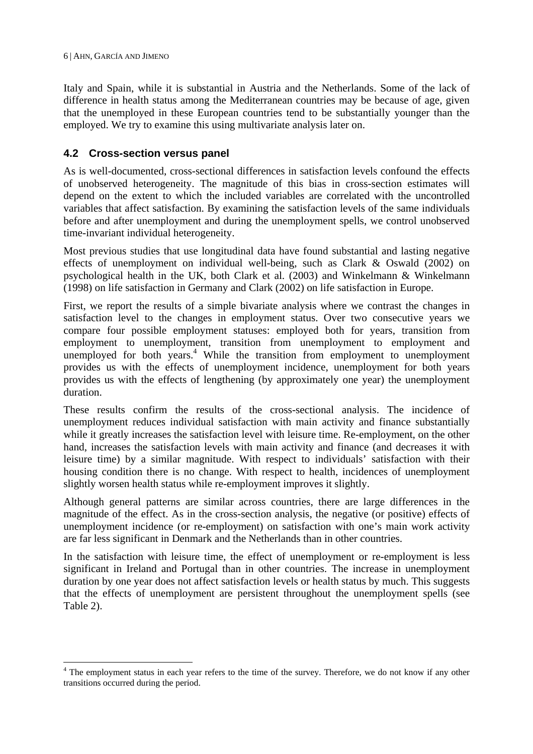Italy and Spain, while it is substantial in Austria and the Netherlands. Some of the lack of difference in health status among the Mediterranean countries may be because of age, given that the unemployed in these European countries tend to be substantially younger than the employed. We try to examine this using multivariate analysis later on.

## 4.2 Cross-section versus panel

As is well-documented, cross-sectional differences in satisfaction levels confound the effects of unobserved heterogeneity. The magnitude of this bias in cross-section estimates will depend on the extent to which the included variables are correlated with the uncontrolled variables that affect satisfaction. By examining the satisfaction levels of the same individuals before and after unemployment and during the unemployment spells, we control unobserved time-invariant individual heterogeneity.

Most previous studies that use longitudinal data have found substantial and lasting negative effects of unemployment on individual well-being, such as Clark & Oswald (2002) on psychological health in the UK, both Clark et al. (2003) and Winkelmann & Winkelmann (1998) on life satisfaction in Germany and Clark (2002) on life satisfaction in Europe.

First, we report the results of a simple bivariate analysis where we contrast the changes in satisfaction level to the changes in employment status. Over two consecutive years we compare four possible employment statuses: employed both for years, transition from employment to unemployment, transition from unemployment to employment and unemployed for both years.[4] While the transition from employment to unemployment provides us with the effects of unemployment incidence, unemployment for both years provides us with the effects of lengthening (by approximately one year) the unemployment duration.

These results confirm the results of the cross-sectional analysis. The incidence of unemployment reduces individual satisfaction with main activity and finance substantially while it greatly increases the satisfaction level with leisure time. Re-employment, on the other hand, increases the satisfaction levels with main activity and finance (and decreases it with leisure time) by a similar magnitude. With respect to individuals' satisfaction with their housing condition there is no change. With respect to health, incidences of unemployment slightly worsen health status while re-employment improves it slightly.

Although general patterns are similar across countries, there are large differences in the magnitude of the effect. As in the cross-section analysis, the negative (or positive) effects of unemployment incidence (or re-employment) on satisfaction with one's main work activity are far less significant in Denmark and the Netherlands than in other countries.

In the satisfaction with leisure time, the effect of unemployment or re-employment is less significant in Ireland and Portugal than in other countries. The increase in unemployment duration by one year does not affect satisfaction levels or health status by much. This suggests that the effects of unemployment are persistent throughout the unemployment spells (see Table 2).

---

[4] The employment status in each year refers to the time of the survey. Therefore, we do not know if any other transitions occurred during the period.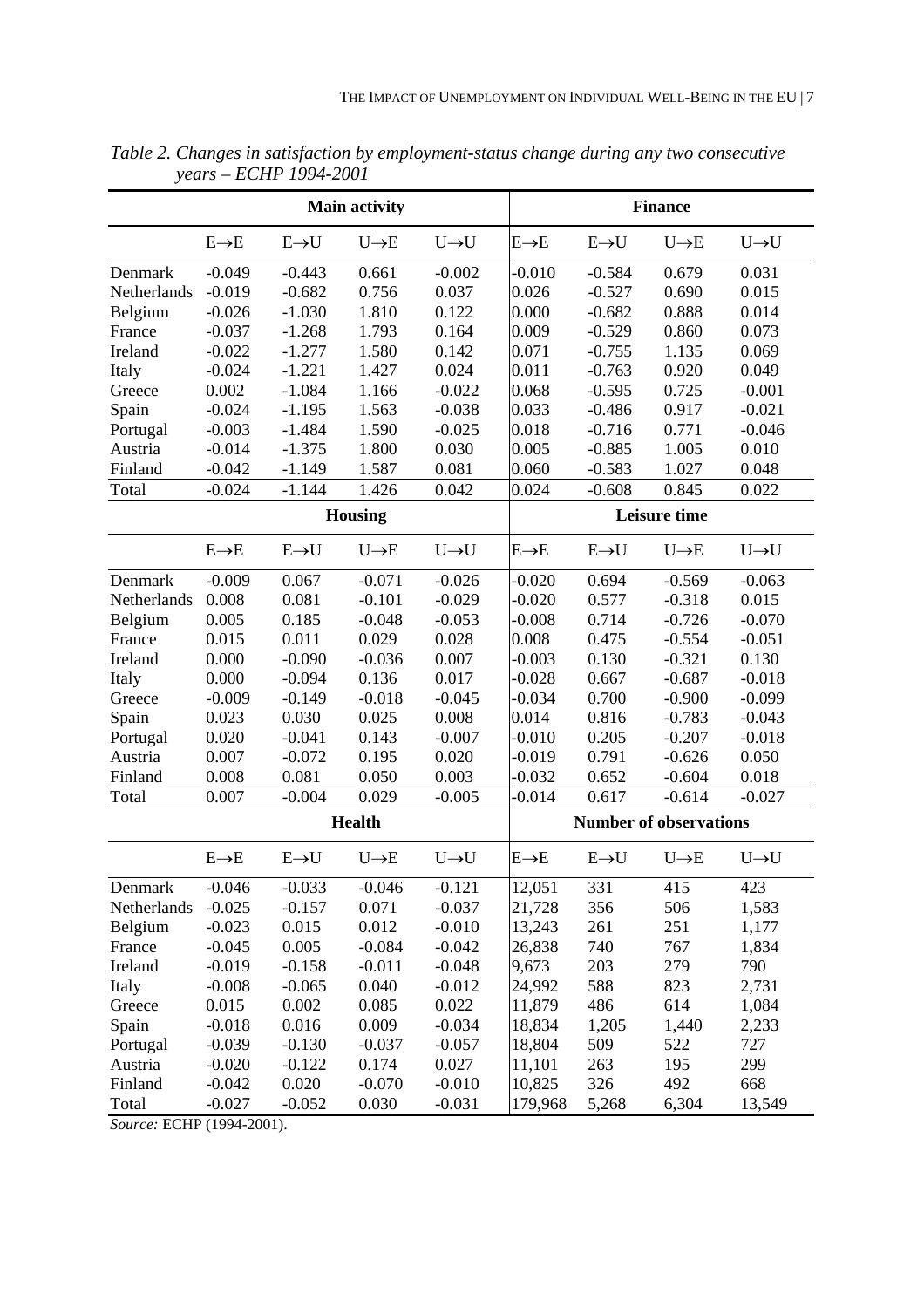*Table 2. Changes in satisfaction by employment-status change during any two consecutive years – ECHP 1994-2001*

| | Main activity | | | | Finance | | | |
|---|---|---|---|---|---|---|---|---|
| | E→E | E→U | U→E | U→U | E→E | E→U | U→E | U→U |
| Denmark | -0.049 | -0.443 | 0.661 | -0.002 | -0.010 | -0.584 | 0.679 | 0.031 |
| Netherlands | -0.019 | -0.682 | 0.756 | 0.037 | 0.026 | -0.527 | 0.690 | 0.015 |
| Belgium | -0.026 | -1.030 | 1.810 | 0.122 | 0.000 | -0.682 | 0.888 | 0.014 |
| France | -0.037 | -1.268 | 1.793 | 0.164 | 0.009 | -0.529 | 0.860 | 0.073 |
| Ireland | -0.022 | -1.277 | 1.580 | 0.142 | 0.071 | -0.755 | 1.135 | 0.069 |
| Italy | -0.024 | -1.221 | 1.427 | 0.024 | 0.011 | -0.763 | 0.920 | 0.049 |
| Greece | 0.002 | -1.084 | 1.166 | -0.022 | 0.068 | -0.595 | 0.725 | -0.001 |
| Spain | -0.024 | -1.195 | 1.563 | -0.038 | 0.033 | -0.486 | 0.917 | -0.021 |
| Portugal | -0.003 | -1.484 | 1.590 | -0.025 | 0.018 | -0.716 | 0.771 | -0.046 |
| Austria | -0.014 | -1.375 | 1.800 | 0.030 | 0.005 | -0.885 | 1.005 | 0.010 |
| Finland | -0.042 | -1.149 | 1.587 | 0.081 | 0.060 | -0.583 | 1.027 | 0.048 |
| Total | -0.024 | -1.144 | 1.426 | 0.042 | 0.024 | -0.608 | 0.845 | 0.022 |
| | **Housing** | | | | **Leisure time** | | | |
| | E→E | E→U | U→E | U→U | E→E | E→U | U→E | U→U |
| Denmark | -0.009 | 0.067 | -0.071 | -0.026 | -0.020 | 0.694 | -0.569 | -0.063 |
| Netherlands | 0.008 | 0.081 | -0.101 | -0.029 | -0.020 | 0.577 | -0.318 | 0.015 |
| Belgium | 0.005 | 0.185 | -0.048 | -0.053 | -0.008 | 0.714 | -0.726 | -0.070 |
| France | 0.015 | 0.011 | 0.029 | 0.028 | 0.008 | 0.475 | -0.554 | -0.051 |
| Ireland | 0.000 | -0.090 | -0.036 | 0.007 | -0.003 | 0.130 | -0.321 | 0.130 |
| Italy | 0.000 | -0.094 | 0.136 | 0.017 | -0.028 | 0.667 | -0.687 | -0.018 |
| Greece | -0.009 | -0.149 | -0.018 | -0.045 | -0.034 | 0.700 | -0.900 | -0.099 |
| Spain | 0.023 | 0.030 | 0.025 | 0.008 | 0.014 | 0.816 | -0.783 | -0.043 |
| Portugal | 0.020 | -0.041 | 0.143 | -0.007 | -0.010 | 0.205 | -0.207 | -0.018 |
| Austria | 0.007 | -0.072 | 0.195 | 0.020 | -0.019 | 0.791 | -0.626 | 0.050 |
| Finland | 0.008 | 0.081 | 0.050 | 0.003 | -0.032 | 0.652 | -0.604 | 0.018 |
| Total | 0.007 | -0.004 | 0.029 | -0.005 | -0.014 | 0.617 | -0.614 | -0.027 |
| | **Health** | | | | **Number of observations** | | | |
| | E→E | E→U | U→E | U→U | E→E | E→U | U→E | U→U |
| Denmark | -0.046 | -0.033 | -0.046 | -0.121 | 12,051 | 331 | 415 | 423 |
| Netherlands | -0.025 | -0.157 | 0.071 | -0.037 | 21,728 | 356 | 506 | 1,583 |
| Belgium | -0.023 | 0.015 | 0.012 | -0.010 | 13,243 | 261 | 251 | 1,177 |
| France | -0.045 | 0.005 | -0.084 | -0.042 | 26,838 | 740 | 767 | 1,834 |
| Ireland | -0.019 | -0.158 | -0.011 | -0.048 | 9,673 | 203 | 279 | 790 |
| Italy | -0.008 | -0.065 | 0.040 | -0.012 | 24,992 | 588 | 823 | 2,731 |
| Greece | 0.015 | 0.002 | 0.085 | 0.022 | 11,879 | 486 | 614 | 1,084 |
| Spain | -0.018 | 0.016 | 0.009 | -0.034 | 18,834 | 1,205 | 1,440 | 2,233 |
| Portugal | -0.039 | -0.130 | -0.037 | -0.057 | 18,804 | 509 | 522 | 727 |
| Austria | -0.020 | -0.122 | 0.174 | 0.027 | 11,101 | 263 | 195 | 299 |
| Finland | -0.042 | 0.020 | -0.070 | -0.010 | 10,825 | 326 | 492 | 668 |
| Total | -0.027 | -0.052 | 0.030 | -0.031 | 179,968 | 5,268 | 6,304 | 13,549 |

*Source:* ECHP (1994-2001).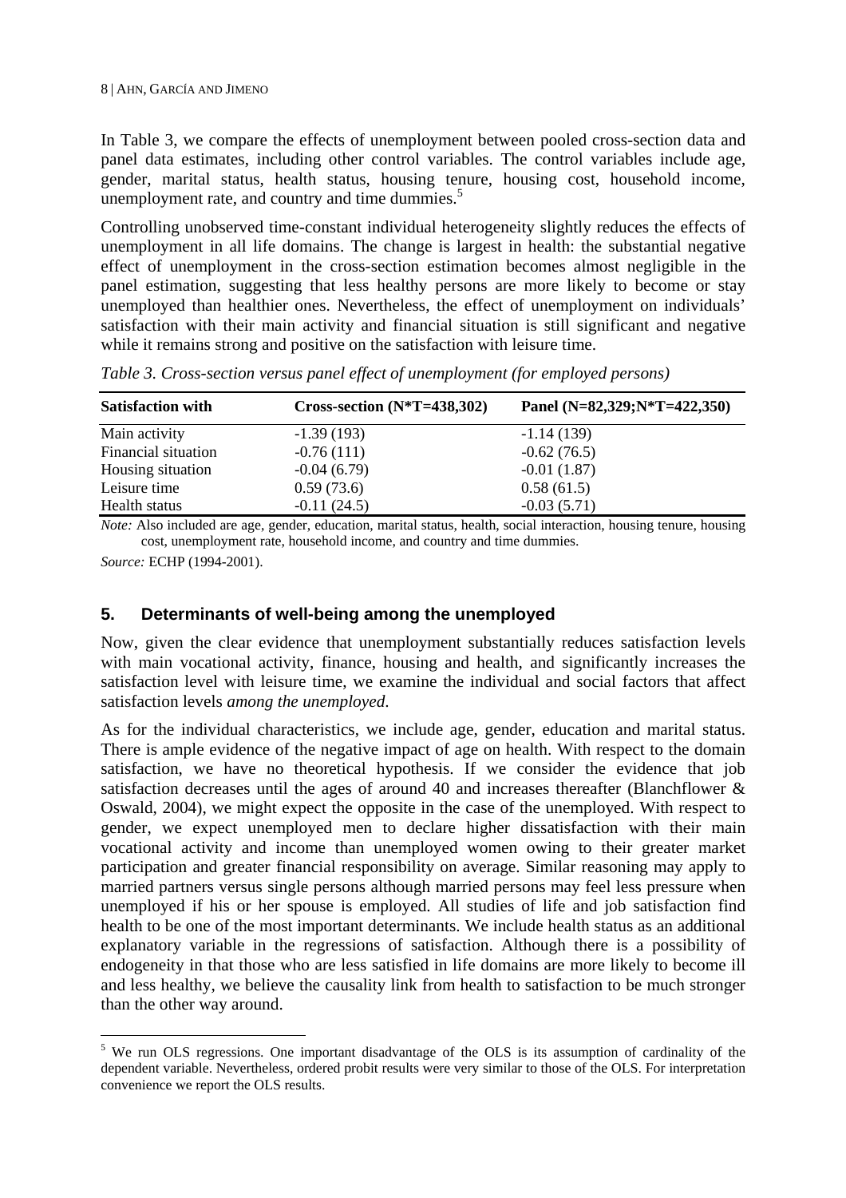In Table 3, we compare the effects of unemployment between pooled cross-section data and panel data estimates, including other control variables. The control variables include age, gender, marital status, health status, housing tenure, housing cost, household income, unemployment rate, and country and time dummies.[5]

Controlling unobserved time-constant individual heterogeneity slightly reduces the effects of unemployment in all life domains. The change is largest in health: the substantial negative effect of unemployment in the cross-section estimation becomes almost negligible in the panel estimation, suggesting that less healthy persons are more likely to become or stay unemployed than healthier ones. Nevertheless, the effect of unemployment on individuals' satisfaction with their main activity and financial situation is still significant and negative while it remains strong and positive on the satisfaction with leisure time.

*Table 3. Cross-section versus panel effect of unemployment (for employed persons)*

| Satisfaction with | Cross-section (N*T=438,302) | Panel (N=82,329;N*T=422,350) |
|---|---|---|
| Main activity | -1.39 (193) | -1.14 (139) |
| Financial situation | -0.76 (111) | -0.62 (76.5) |
| Housing situation | -0.04 (6.79) | -0.01 (1.87) |
| Leisure time | 0.59 (73.6) | 0.58 (61.5) |
| Health status | -0.11 (24.5) | -0.03 (5.71) |

*Note:* Also included are age, gender, education, marital status, health, social interaction, housing tenure, housing cost, unemployment rate, household income, and country and time dummies.

*Source:* ECHP (1994-2001).

## 5. Determinants of well-being among the unemployed

Now, given the clear evidence that unemployment substantially reduces satisfaction levels with main vocational activity, finance, housing and health, and significantly increases the satisfaction level with leisure time, we examine the individual and social factors that affect satisfaction levels *among the unemployed*.

As for the individual characteristics, we include age, gender, education and marital status. There is ample evidence of the negative impact of age on health. With respect to the domain satisfaction, we have no theoretical hypothesis. If we consider the evidence that job satisfaction decreases until the ages of around 40 and increases thereafter (Blanchflower & Oswald, 2004), we might expect the opposite in the case of the unemployed. With respect to gender, we expect unemployed men to declare higher dissatisfaction with their main vocational activity and income than unemployed women owing to their greater market participation and greater financial responsibility on average. Similar reasoning may apply to married partners versus single persons although married persons may feel less pressure when unemployed if his or her spouse is employed. All studies of life and job satisfaction find health to be one of the most important determinants. We include health status as an additional explanatory variable in the regressions of satisfaction. Although there is a possibility of endogeneity in that those who are less satisfied in life domains are more likely to become ill and less healthy, we believe the causality link from health to satisfaction to be much stronger than the other way around.

[5] We run OLS regressions. One important disadvantage of the OLS is its assumption of cardinality of the dependent variable. Nevertheless, ordered probit results were very similar to those of the OLS. For interpretation convenience we report the OLS results.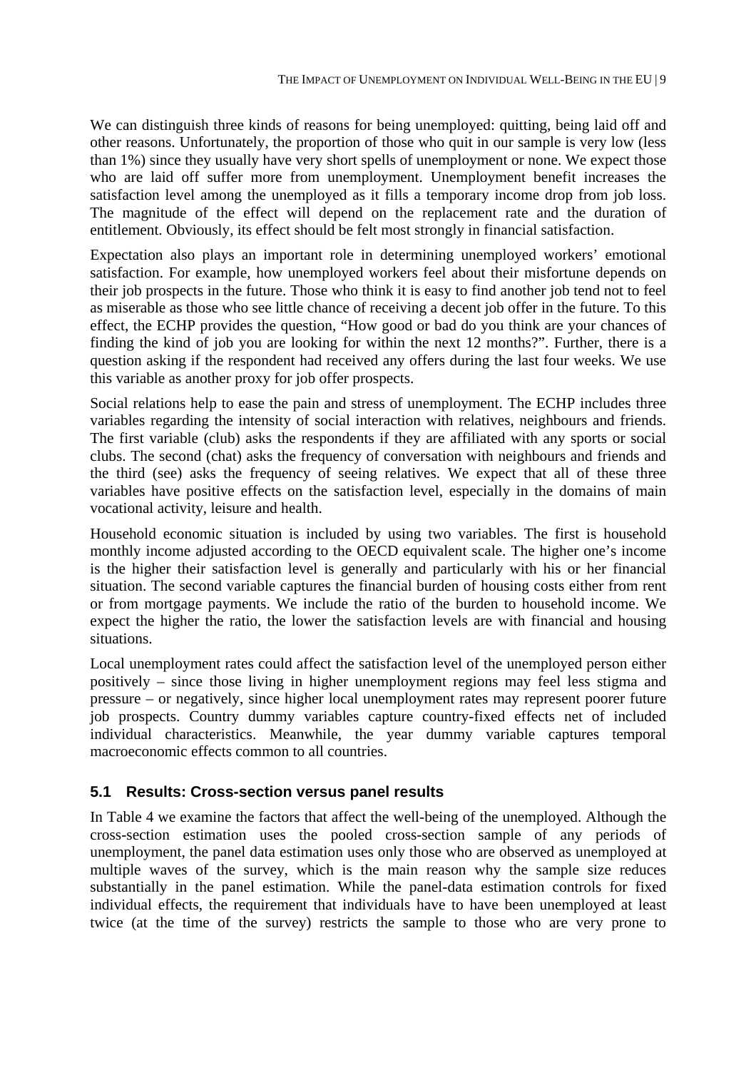We can distinguish three kinds of reasons for being unemployed: quitting, being laid off and other reasons. Unfortunately, the proportion of those who quit in our sample is very low (less than 1%) since they usually have very short spells of unemployment or none. We expect those who are laid off suffer more from unemployment. Unemployment benefit increases the satisfaction level among the unemployed as it fills a temporary income drop from job loss. The magnitude of the effect will depend on the replacement rate and the duration of entitlement. Obviously, its effect should be felt most strongly in financial satisfaction.

Expectation also plays an important role in determining unemployed workers' emotional satisfaction. For example, how unemployed workers feel about their misfortune depends on their job prospects in the future. Those who think it is easy to find another job tend not to feel as miserable as those who see little chance of receiving a decent job offer in the future. To this effect, the ECHP provides the question, "How good or bad do you think are your chances of finding the kind of job you are looking for within the next 12 months?". Further, there is a question asking if the respondent had received any offers during the last four weeks. We use this variable as another proxy for job offer prospects.

Social relations help to ease the pain and stress of unemployment. The ECHP includes three variables regarding the intensity of social interaction with relatives, neighbours and friends. The first variable (club) asks the respondents if they are affiliated with any sports or social clubs. The second (chat) asks the frequency of conversation with neighbours and friends and the third (see) asks the frequency of seeing relatives. We expect that all of these three variables have positive effects on the satisfaction level, especially in the domains of main vocational activity, leisure and health.

Household economic situation is included by using two variables. The first is household monthly income adjusted according to the OECD equivalent scale. The higher one's income is the higher their satisfaction level is generally and particularly with his or her financial situation. The second variable captures the financial burden of housing costs either from rent or from mortgage payments. We include the ratio of the burden to household income. We expect the higher the ratio, the lower the satisfaction levels are with financial and housing situations.

Local unemployment rates could affect the satisfaction level of the unemployed person either positively – since those living in higher unemployment regions may feel less stigma and pressure – or negatively, since higher local unemployment rates may represent poorer future job prospects. Country dummy variables capture country-fixed effects net of included individual characteristics. Meanwhile, the year dummy variable captures temporal macroeconomic effects common to all countries.

### 5.1 Results: Cross-section versus panel results

In Table 4 we examine the factors that affect the well-being of the unemployed. Although the cross-section estimation uses the pooled cross-section sample of any periods of unemployment, the panel data estimation uses only those who are observed as unemployed at multiple waves of the survey, which is the main reason why the sample size reduces substantially in the panel estimation. While the panel-data estimation controls for fixed individual effects, the requirement that individuals have to have been unemployed at least twice (at the time of the survey) restricts the sample to those who are very prone to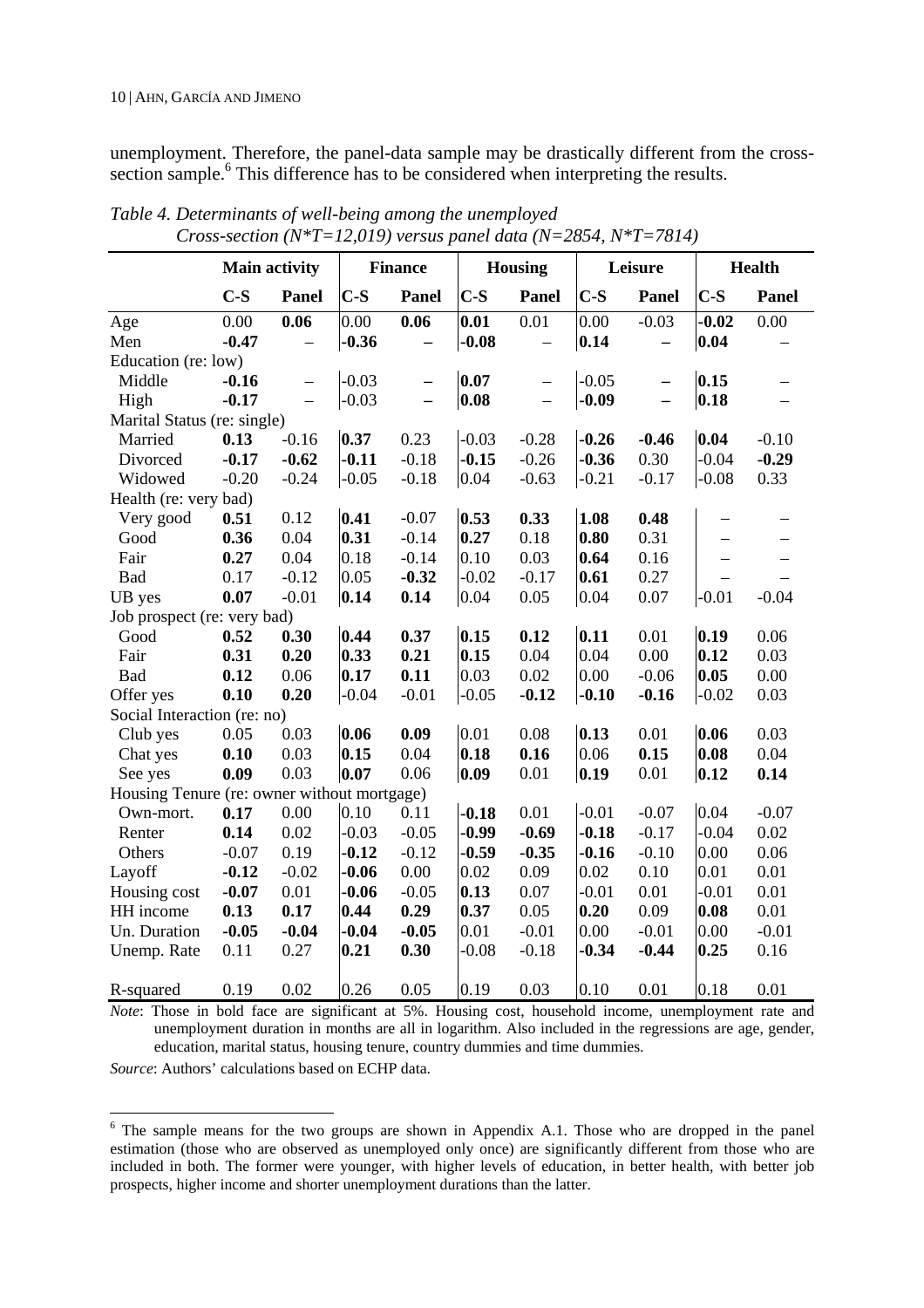unemployment. Therefore, the panel-data sample may be drastically different from the cross-section sample.[6] This difference has to be considered when interpreting the results.

*Table 4. Determinants of well-being among the unemployed*
*Cross-section (N\*T=12,019) versus panel data (N=2854, N\*T=7814)*

| | Main activity | | Finance | | Housing | | Leisure | | Health | |
|---|---|---|---|---|---|---|---|---|---|---|
| | C-S | Panel | C-S | Panel | C-S | Panel | C-S | Panel | C-S | Panel |
| Age | 0.00 | **0.06** | 0.00 | **0.06** | **0.01** | 0.01 | 0.00 | -0.03 | **-0.02** | 0.00 |
| Men | **-0.47** | – | **-0.36** | – | **-0.08** | – | **0.14** | – | **0.04** | – |
| Education (re: low) | | | | | | | | | | |
| Middle | **-0.16** | – | -0.03 | – | **0.07** | – | -0.05 | – | **0.15** | – |
| High | **-0.17** | – | -0.03 | – | **0.08** | – | **-0.09** | – | **0.18** | – |
| Marital Status (re: single) | | | | | | | | | | |
| Married | **0.13** | -0.16 | **0.37** | 0.23 | -0.03 | -0.28 | **-0.26** | **-0.46** | **0.04** | -0.10 |
| Divorced | **-0.17** | **-0.62** | **-0.11** | -0.18 | **-0.15** | -0.26 | **-0.36** | 0.30 | -0.04 | **-0.29** |
| Widowed | -0.20 | -0.24 | -0.05 | -0.18 | 0.04 | -0.63 | -0.21 | -0.17 | -0.08 | 0.33 |
| Health (re: very bad) | | | | | | | | | | |
| Very good | **0.51** | 0.12 | **0.41** | -0.07 | **0.53** | **0.33** | **1.08** | **0.48** | – | – |
| Good | **0.36** | 0.04 | **0.31** | -0.14 | **0.27** | 0.18 | **0.80** | 0.31 | – | – |
| Fair | **0.27** | 0.04 | 0.18 | -0.14 | 0.10 | 0.03 | **0.64** | 0.16 | – | – |
| Bad | 0.17 | -0.12 | 0.05 | **-0.32** | -0.02 | -0.17 | **0.61** | 0.27 | – | – |
| UB yes | **0.07** | -0.01 | **0.14** | **0.14** | 0.04 | 0.05 | 0.04 | 0.07 | -0.01 | -0.04 |
| Job prospect (re: very bad) | | | | | | | | | | |
| Good | **0.52** | **0.30** | **0.44** | **0.37** | **0.15** | **0.12** | **0.11** | 0.01 | **0.19** | 0.06 |
| Fair | **0.31** | **0.20** | **0.33** | **0.21** | **0.15** | 0.04 | 0.04 | 0.00 | **0.12** | 0.03 |
| Bad | **0.12** | 0.06 | **0.17** | **0.11** | 0.03 | 0.02 | 0.00 | -0.06 | **0.05** | 0.00 |
| Offer yes | **0.10** | **0.20** | -0.04 | -0.01 | -0.05 | **-0.12** | **-0.10** | **-0.16** | -0.02 | 0.03 |
| Social Interaction (re: no) | | | | | | | | | | |
| Club yes | 0.05 | 0.03 | **0.06** | **0.09** | 0.01 | 0.08 | **0.13** | 0.01 | **0.06** | 0.03 |
| Chat yes | **0.10** | 0.03 | **0.15** | 0.04 | **0.18** | **0.16** | 0.06 | **0.15** | **0.08** | 0.04 |
| See yes | **0.09** | 0.03 | **0.07** | 0.06 | **0.09** | 0.01 | **0.19** | 0.01 | **0.12** | **0.14** |
| Housing Tenure (re: owner without mortgage) | | | | | | | | | | |
| Own-mort. | **0.17** | 0.00 | 0.10 | 0.11 | **-0.18** | 0.01 | -0.01 | -0.07 | 0.04 | -0.07 |
| Renter | **0.14** | 0.02 | -0.03 | -0.05 | **-0.99** | **-0.69** | **-0.18** | -0.17 | -0.04 | 0.02 |
| Others | -0.07 | 0.19 | **-0.12** | -0.12 | **-0.59** | **-0.35** | **-0.16** | -0.10 | 0.00 | 0.06 |
| Layoff | **-0.12** | -0.02 | **-0.06** | 0.00 | 0.02 | 0.09 | 0.02 | 0.10 | 0.01 | 0.01 |
| Housing cost | **-0.07** | 0.01 | **-0.06** | -0.05 | **0.13** | 0.07 | -0.01 | 0.01 | -0.01 | 0.01 |
| HH income | **0.13** | **0.17** | **0.44** | **0.29** | **0.37** | 0.05 | **0.20** | 0.09 | **0.08** | 0.01 |
| Un. Duration | **-0.05** | **-0.04** | **-0.04** | **-0.05** | 0.01 | -0.01 | 0.00 | -0.01 | 0.00 | -0.01 |
| Unemp. Rate | 0.11 | 0.27 | **0.21** | **0.30** | -0.08 | -0.18 | **-0.34** | **-0.44** | **0.25** | 0.16 |
| R-squared | 0.19 | 0.02 | 0.26 | 0.05 | 0.19 | 0.03 | 0.10 | 0.01 | 0.18 | 0.01 |

*Note*: Those in bold face are significant at 5%. Housing cost, household income, unemployment rate and unemployment duration in months are all in logarithm. Also included in the regressions are age, gender, education, marital status, housing tenure, country dummies and time dummies.

*Source*: Authors' calculations based on ECHP data.

[6] The sample means for the two groups are shown in Appendix A.1. Those who are dropped in the panel estimation (those who are observed as unemployed only once) are significantly different from those who are included in both. The former were younger, with higher levels of education, in better health, with better job prospects, higher income and shorter unemployment durations than the latter.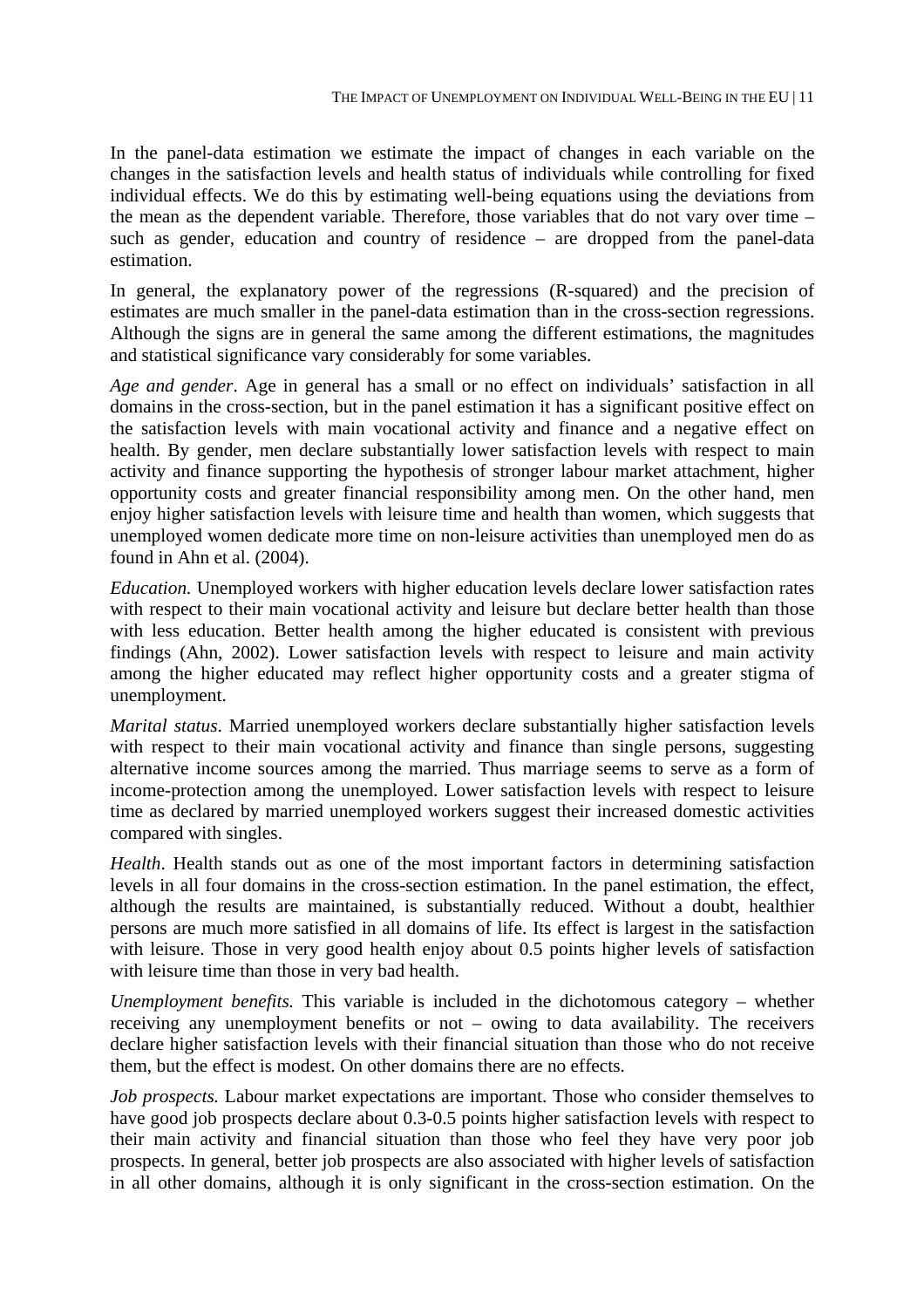In the panel-data estimation we estimate the impact of changes in each variable on the changes in the satisfaction levels and health status of individuals while controlling for fixed individual effects. We do this by estimating well-being equations using the deviations from the mean as the dependent variable. Therefore, those variables that do not vary over time – such as gender, education and country of residence – are dropped from the panel-data estimation.

In general, the explanatory power of the regressions (R-squared) and the precision of estimates are much smaller in the panel-data estimation than in the cross-section regressions. Although the signs are in general the same among the different estimations, the magnitudes and statistical significance vary considerably for some variables.

*Age and gender*. Age in general has a small or no effect on individuals' satisfaction in all domains in the cross-section, but in the panel estimation it has a significant positive effect on the satisfaction levels with main vocational activity and finance and a negative effect on health. By gender, men declare substantially lower satisfaction levels with respect to main activity and finance supporting the hypothesis of stronger labour market attachment, higher opportunity costs and greater financial responsibility among men. On the other hand, men enjoy higher satisfaction levels with leisure time and health than women, which suggests that unemployed women dedicate more time on non-leisure activities than unemployed men do as found in Ahn et al. (2004).

*Education.* Unemployed workers with higher education levels declare lower satisfaction rates with respect to their main vocational activity and leisure but declare better health than those with less education. Better health among the higher educated is consistent with previous findings (Ahn, 2002). Lower satisfaction levels with respect to leisure and main activity among the higher educated may reflect higher opportunity costs and a greater stigma of unemployment.

*Marital status*. Married unemployed workers declare substantially higher satisfaction levels with respect to their main vocational activity and finance than single persons, suggesting alternative income sources among the married. Thus marriage seems to serve as a form of income-protection among the unemployed. Lower satisfaction levels with respect to leisure time as declared by married unemployed workers suggest their increased domestic activities compared with singles.

*Health*. Health stands out as one of the most important factors in determining satisfaction levels in all four domains in the cross-section estimation. In the panel estimation, the effect, although the results are maintained, is substantially reduced. Without a doubt, healthier persons are much more satisfied in all domains of life. Its effect is largest in the satisfaction with leisure. Those in very good health enjoy about 0.5 points higher levels of satisfaction with leisure time than those in very bad health.

*Unemployment benefits.* This variable is included in the dichotomous category – whether receiving any unemployment benefits or not – owing to data availability. The receivers declare higher satisfaction levels with their financial situation than those who do not receive them, but the effect is modest. On other domains there are no effects.

*Job prospects.* Labour market expectations are important. Those who consider themselves to have good job prospects declare about 0.3-0.5 points higher satisfaction levels with respect to their main activity and financial situation than those who feel they have very poor job prospects. In general, better job prospects are also associated with higher levels of satisfaction in all other domains, although it is only significant in the cross-section estimation. On the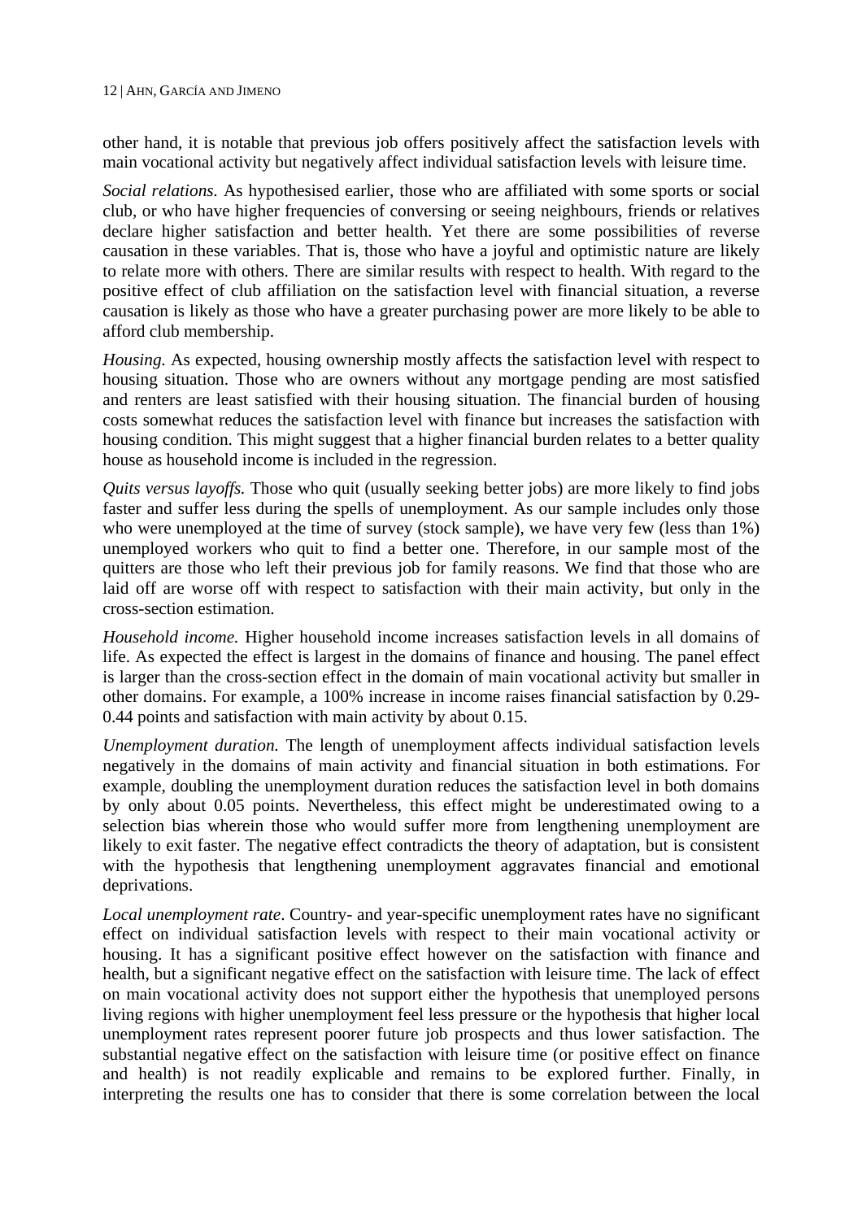other hand, it is notable that previous job offers positively affect the satisfaction levels with main vocational activity but negatively affect individual satisfaction levels with leisure time.

*Social relations.* As hypothesised earlier, those who are affiliated with some sports or social club, or who have higher frequencies of conversing or seeing neighbours, friends or relatives declare higher satisfaction and better health. Yet there are some possibilities of reverse causation in these variables. That is, those who have a joyful and optimistic nature are likely to relate more with others. There are similar results with respect to health. With regard to the positive effect of club affiliation on the satisfaction level with financial situation, a reverse causation is likely as those who have a greater purchasing power are more likely to be able to afford club membership.

*Housing.* As expected, housing ownership mostly affects the satisfaction level with respect to housing situation. Those who are owners without any mortgage pending are most satisfied and renters are least satisfied with their housing situation. The financial burden of housing costs somewhat reduces the satisfaction level with finance but increases the satisfaction with housing condition. This might suggest that a higher financial burden relates to a better quality house as household income is included in the regression.

*Quits versus layoffs.* Those who quit (usually seeking better jobs) are more likely to find jobs faster and suffer less during the spells of unemployment. As our sample includes only those who were unemployed at the time of survey (stock sample), we have very few (less than 1%) unemployed workers who quit to find a better one. Therefore, in our sample most of the quitters are those who left their previous job for family reasons. We find that those who are laid off are worse off with respect to satisfaction with their main activity, but only in the cross-section estimation.

*Household income.* Higher household income increases satisfaction levels in all domains of life. As expected the effect is largest in the domains of finance and housing. The panel effect is larger than the cross-section effect in the domain of main vocational activity but smaller in other domains. For example, a 100% increase in income raises financial satisfaction by 0.29-0.44 points and satisfaction with main activity by about 0.15.

*Unemployment duration.* The length of unemployment affects individual satisfaction levels negatively in the domains of main activity and financial situation in both estimations. For example, doubling the unemployment duration reduces the satisfaction level in both domains by only about 0.05 points. Nevertheless, this effect might be underestimated owing to a selection bias wherein those who would suffer more from lengthening unemployment are likely to exit faster. The negative effect contradicts the theory of adaptation, but is consistent with the hypothesis that lengthening unemployment aggravates financial and emotional deprivations.

*Local unemployment rate*. Country- and year-specific unemployment rates have no significant effect on individual satisfaction levels with respect to their main vocational activity or housing. It has a significant positive effect however on the satisfaction with finance and health, but a significant negative effect on the satisfaction with leisure time. The lack of effect on main vocational activity does not support either the hypothesis that unemployed persons living regions with higher unemployment feel less pressure or the hypothesis that higher local unemployment rates represent poorer future job prospects and thus lower satisfaction. The substantial negative effect on the satisfaction with leisure time (or positive effect on finance and health) is not readily explicable and remains to be explored further. Finally, in interpreting the results one has to consider that there is some correlation between the local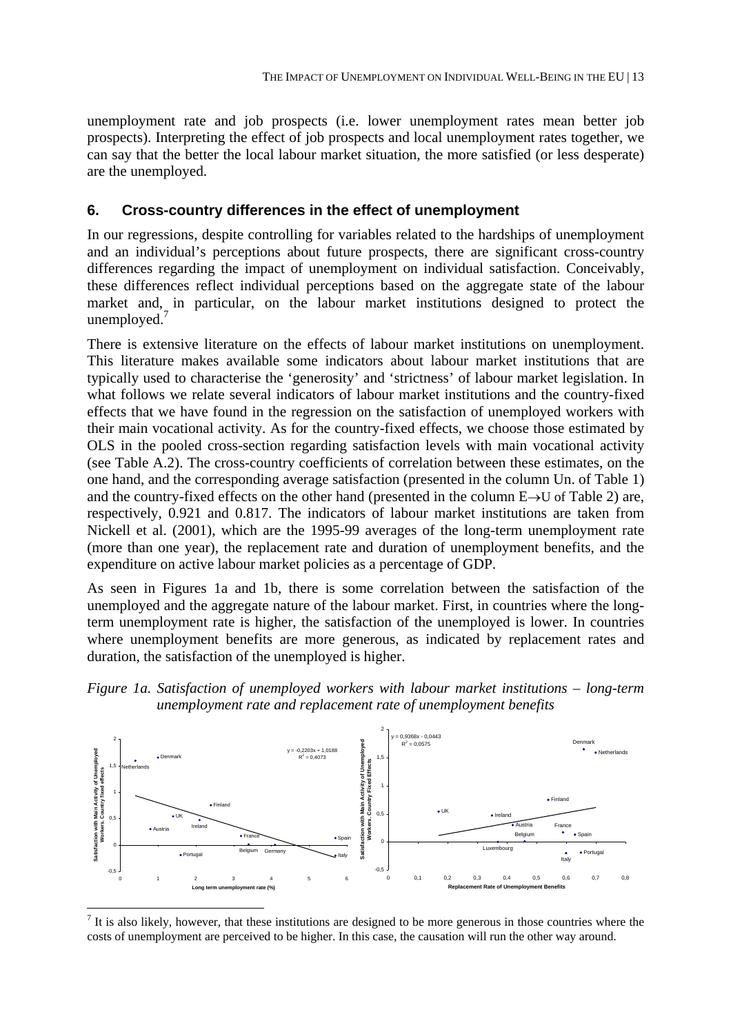unemployment rate and job prospects (i.e. lower unemployment rates mean better job prospects). Interpreting the effect of job prospects and local unemployment rates together, we can say that the better the local labour market situation, the more satisfied (or less desperate) are the unemployed.

## 6. Cross-country differences in the effect of unemployment

In our regressions, despite controlling for variables related to the hardships of unemployment and an individual's perceptions about future prospects, there are significant cross-country differences regarding the impact of unemployment on individual satisfaction. Conceivably, these differences reflect individual perceptions based on the aggregate state of the labour market and, in particular, on the labour market institutions designed to protect the unemployed.[7]

There is extensive literature on the effects of labour market institutions on unemployment. This literature makes available some indicators about labour market institutions that are typically used to characterise the 'generosity' and 'strictness' of labour market legislation. In what follows we relate several indicators of labour market institutions and the country-fixed effects that we have found in the regression on the satisfaction of unemployed workers with their main vocational activity. As for the country-fixed effects, we choose those estimated by OLS in the pooled cross-section regarding satisfaction levels with main vocational activity (see Table A.2). The cross-country coefficients of correlation between these estimates, on the one hand, and the corresponding average satisfaction (presented in the column Un. of Table 1) and the country-fixed effects on the other hand (presented in the column E→U of Table 2) are, respectively, 0.921 and 0.817. The indicators of labour market institutions are taken from Nickell et al. (2001), which are the 1995-99 averages of the long-term unemployment rate (more than one year), the replacement rate and duration of unemployment benefits, and the expenditure on active labour market policies as a percentage of GDP.

As seen in Figures 1a and 1b, there is some correlation between the satisfaction of the unemployed and the aggregate nature of the labour market. First, in countries where the long-term unemployment rate is higher, the satisfaction of the unemployed is lower. In countries where unemployment benefits are more generous, as indicated by replacement rates and duration, the satisfaction of the unemployed is higher.

*Figure 1a. Satisfaction of unemployed workers with labour market institutions – long-term unemployment rate and replacement rate of unemployment benefits*

---

[7] It is also likely, however, that these institutions are designed to be more generous in those countries where the costs of unemployment are perceived to be higher. In this case, the causation will run the other way around.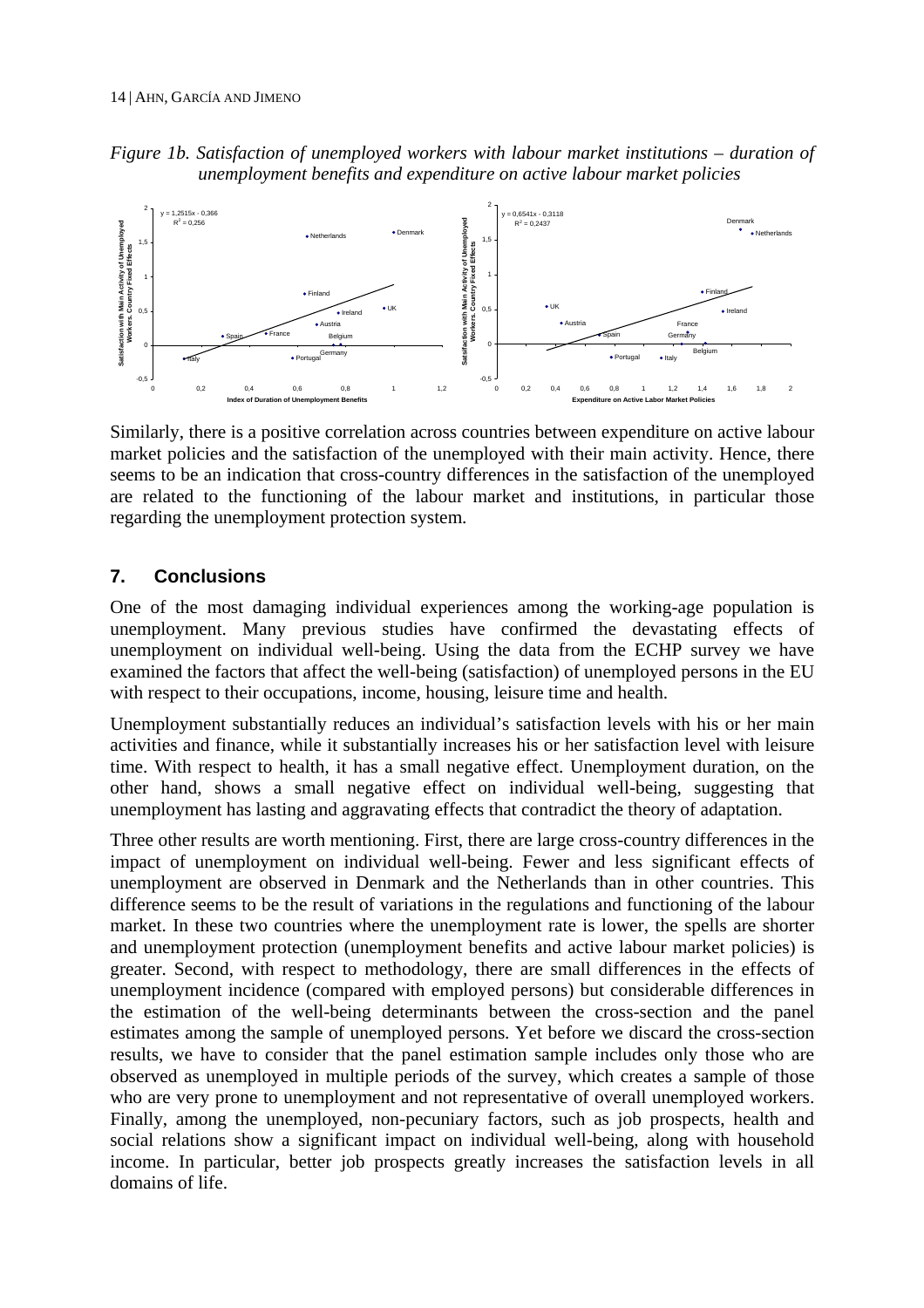*Figure 1b. Satisfaction of unemployed workers with labour market institutions – duration of unemployment benefits and expenditure on active labour market policies*

Similarly, there is a positive correlation across countries between expenditure on active labour market policies and the satisfaction of the unemployed with their main activity. Hence, there seems to be an indication that cross-country differences in the satisfaction of the unemployed are related to the functioning of the labour market and institutions, in particular those regarding the unemployment protection system.

## 7. Conclusions

One of the most damaging individual experiences among the working-age population is unemployment. Many previous studies have confirmed the devastating effects of unemployment on individual well-being. Using the data from the ECHP survey we have examined the factors that affect the well-being (satisfaction) of unemployed persons in the EU with respect to their occupations, income, housing, leisure time and health.

Unemployment substantially reduces an individual's satisfaction levels with his or her main activities and finance, while it substantially increases his or her satisfaction level with leisure time. With respect to health, it has a small negative effect. Unemployment duration, on the other hand, shows a small negative effect on individual well-being, suggesting that unemployment has lasting and aggravating effects that contradict the theory of adaptation.

Three other results are worth mentioning. First, there are large cross-country differences in the impact of unemployment on individual well-being. Fewer and less significant effects of unemployment are observed in Denmark and the Netherlands than in other countries. This difference seems to be the result of variations in the regulations and functioning of the labour market. In these two countries where the unemployment rate is lower, the spells are shorter and unemployment protection (unemployment benefits and active labour market policies) is greater. Second, with respect to methodology, there are small differences in the effects of unemployment incidence (compared with employed persons) but considerable differences in the estimation of the well-being determinants between the cross-section and the panel estimates among the sample of unemployed persons. Yet before we discard the cross-section results, we have to consider that the panel estimation sample includes only those who are observed as unemployed in multiple periods of the survey, which creates a sample of those who are very prone to unemployment and not representative of overall unemployed workers. Finally, among the unemployed, non-pecuniary factors, such as job prospects, health and social relations show a significant impact on individual well-being, along with household income. In particular, better job prospects greatly increases the satisfaction levels in all domains of life.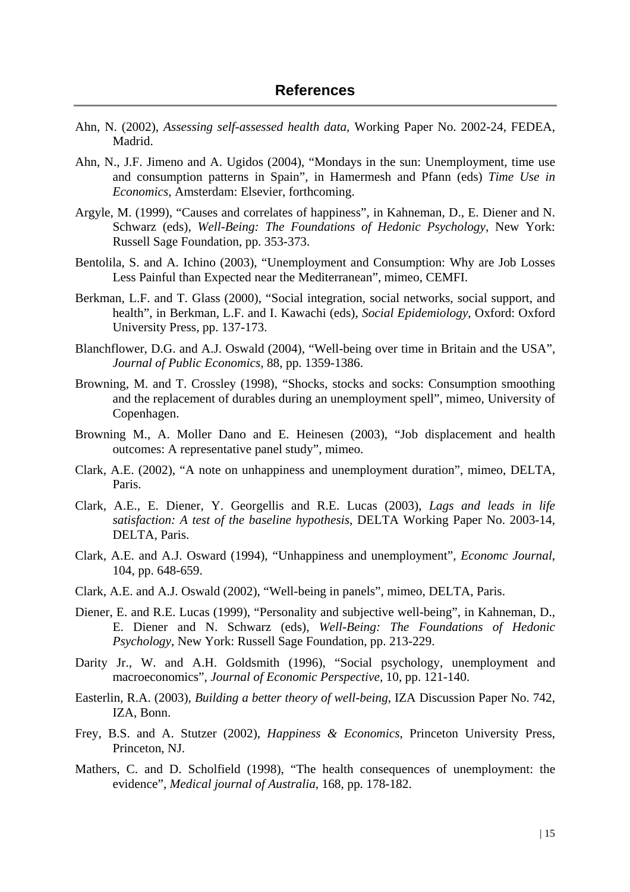## References

Ahn, N. (2002), *Assessing self-assessed health data*, Working Paper No. 2002-24, FEDEA, Madrid.

Ahn, N., J.F. Jimeno and A. Ugidos (2004), "Mondays in the sun: Unemployment, time use and consumption patterns in Spain", in Hamermesh and Pfann (eds) *Time Use in Economics*, Amsterdam: Elsevier, forthcoming.

Argyle, M. (1999), "Causes and correlates of happiness", in Kahneman, D., E. Diener and N. Schwarz (eds), *Well-Being: The Foundations of Hedonic Psychology*, New York: Russell Sage Foundation, pp. 353-373.

Bentolila, S. and A. Ichino (2003), "Unemployment and Consumption: Why are Job Losses Less Painful than Expected near the Mediterranean", mimeo, CEMFI.

Berkman, L.F. and T. Glass (2000), "Social integration, social networks, social support, and health", in Berkman, L.F. and I. Kawachi (eds), *Social Epidemiology*, Oxford: Oxford University Press, pp. 137-173.

Blanchflower, D.G. and A.J. Oswald (2004), "Well-being over time in Britain and the USA", *Journal of Public Economics,* 88, pp. 1359-1386.

Browning, M. and T. Crossley (1998), "Shocks, stocks and socks: Consumption smoothing and the replacement of durables during an unemployment spell", mimeo, University of Copenhagen.

Browning M., A. Moller Dano and E. Heinesen (2003), "Job displacement and health outcomes: A representative panel study", mimeo.

Clark, A.E. (2002), "A note on unhappiness and unemployment duration", mimeo, DELTA, Paris.

Clark, A.E., E. Diener, Y. Georgellis and R.E. Lucas (2003), *Lags and leads in life satisfaction: A test of the baseline hypothesis*, DELTA Working Paper No. 2003-14, DELTA, Paris.

Clark, A.E. and A.J. Osward (1994), "Unhappiness and unemployment", *Economc Journal*, 104, pp. 648-659.

Clark, A.E. and A.J. Oswald (2002), "Well-being in panels", mimeo, DELTA, Paris.

Diener, E. and R.E. Lucas (1999), "Personality and subjective well-being", in Kahneman, D., E. Diener and N. Schwarz (eds), *Well-Being: The Foundations of Hedonic Psychology*, New York: Russell Sage Foundation, pp. 213-229.

Darity Jr., W. and A.H. Goldsmith (1996), "Social psychology, unemployment and macroeconomics", *Journal of Economic Perspective*, 10, pp. 121-140.

Easterlin, R.A. (2003), *Building a better theory of well-being*, IZA Discussion Paper No. 742, IZA, Bonn.

Frey, B.S. and A. Stutzer (2002), *Happiness & Economics*, Princeton University Press, Princeton, NJ.

Mathers, C. and D. Scholfield (1998), "The health consequences of unemployment: the evidence", *Medical journal of Australia*, 168, pp. 178-182.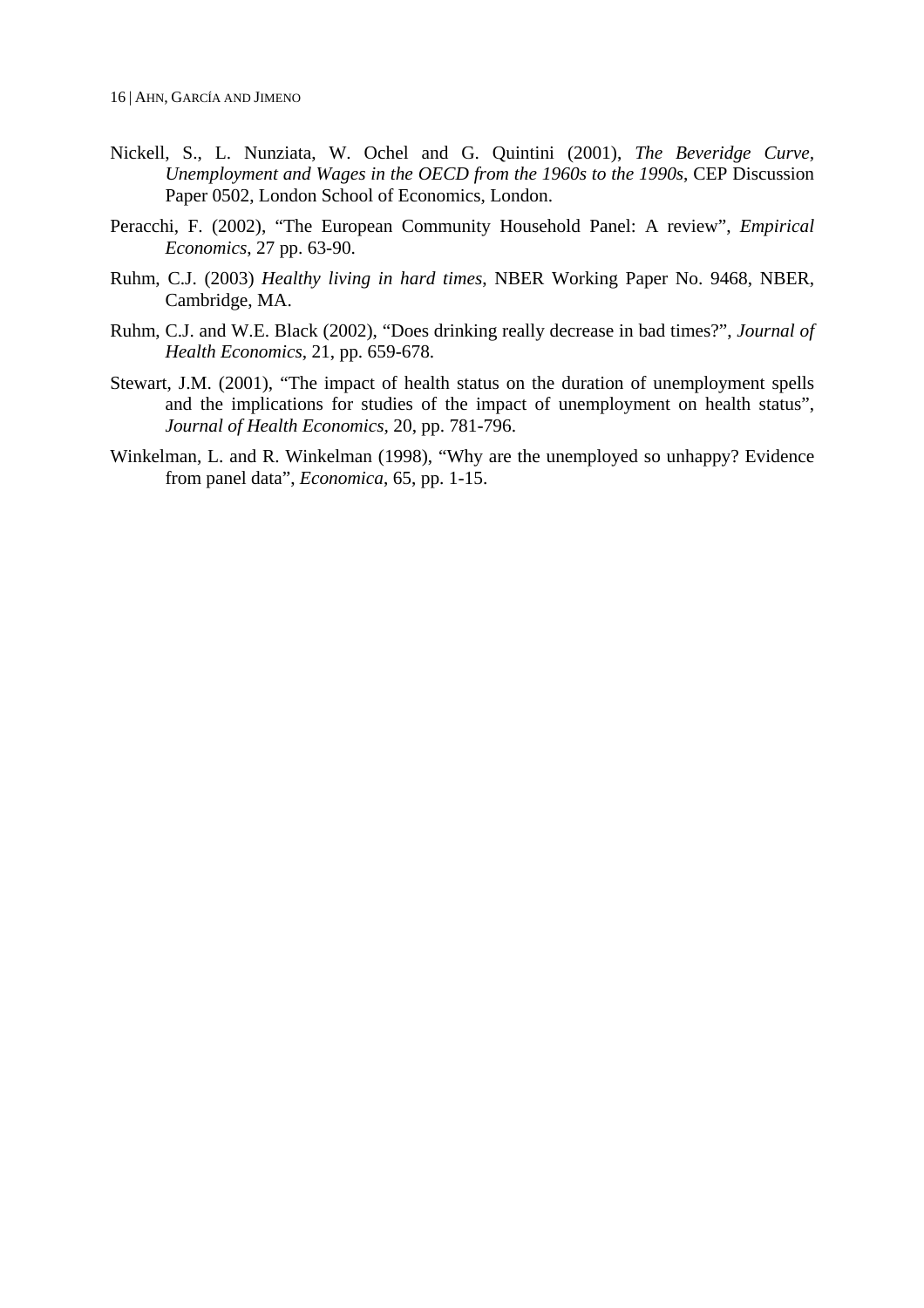Nickell, S., L. Nunziata, W. Ochel and G. Quintini (2001), *The Beveridge Curve, Unemployment and Wages in the OECD from the 1960s to the 1990s*, CEP Discussion Paper 0502, London School of Economics, London.

Peracchi, F. (2002), "The European Community Household Panel: A review", *Empirical Economics*, 27 pp. 63-90.

Ruhm, C.J. (2003) *Healthy living in hard times*, NBER Working Paper No. 9468, NBER, Cambridge, MA.

Ruhm, C.J. and W.E. Black (2002), "Does drinking really decrease in bad times?", *Journal of Health Economics*, 21, pp. 659-678.

Stewart, J.M. (2001), "The impact of health status on the duration of unemployment spells and the implications for studies of the impact of unemployment on health status", *Journal of Health Economics,* 20, pp. 781-796.

Winkelman, L. and R. Winkelman (1998), "Why are the unemployed so unhappy? Evidence from panel data", *Economica*, 65, pp. 1-15.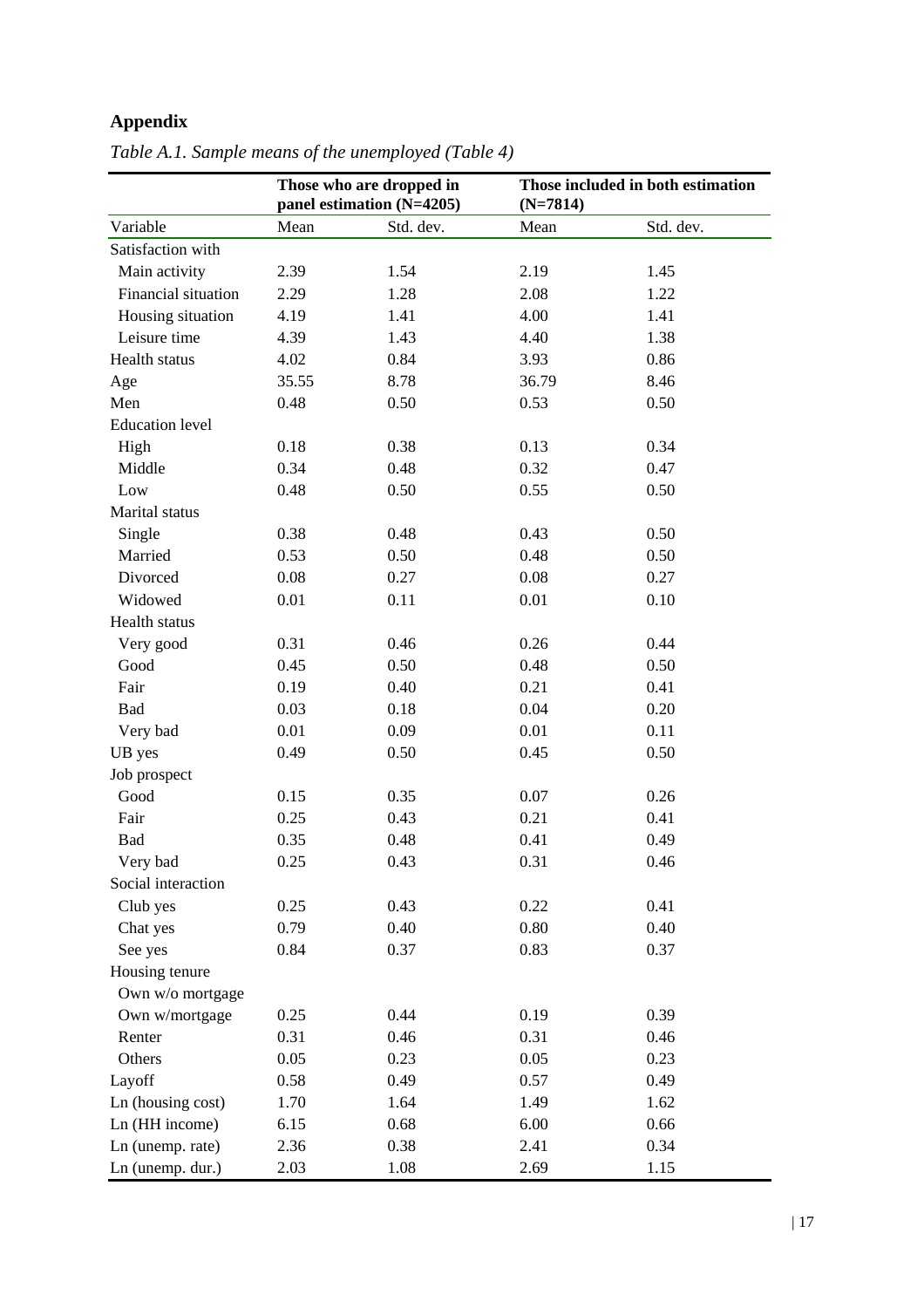## Appendix

*Table A.1. Sample means of the unemployed (Table 4)*

| | Those who are dropped in panel estimation (N=4205) | | Those included in both estimation (N=7814) | |
|---|---|---|---|---|
| Variable | Mean | Std. dev. | Mean | Std. dev. |
| Satisfaction with | | | | |
| Main activity | 2.39 | 1.54 | 2.19 | 1.45 |
| Financial situation | 2.29 | 1.28 | 2.08 | 1.22 |
| Housing situation | 4.19 | 1.41 | 4.00 | 1.41 |
| Leisure time | 4.39 | 1.43 | 4.40 | 1.38 |
| Health status | 4.02 | 0.84 | 3.93 | 0.86 |
| Age | 35.55 | 8.78 | 36.79 | 8.46 |
| Men | 0.48 | 0.50 | 0.53 | 0.50 |
| Education level | | | | |
| High | 0.18 | 0.38 | 0.13 | 0.34 |
| Middle | 0.34 | 0.48 | 0.32 | 0.47 |
| Low | 0.48 | 0.50 | 0.55 | 0.50 |
| Marital status | | | | |
| Single | 0.38 | 0.48 | 0.43 | 0.50 |
| Married | 0.53 | 0.50 | 0.48 | 0.50 |
| Divorced | 0.08 | 0.27 | 0.08 | 0.27 |
| Widowed | 0.01 | 0.11 | 0.01 | 0.10 |
| Health status | | | | |
| Very good | 0.31 | 0.46 | 0.26 | 0.44 |
| Good | 0.45 | 0.50 | 0.48 | 0.50 |
| Fair | 0.19 | 0.40 | 0.21 | 0.41 |
| Bad | 0.03 | 0.18 | 0.04 | 0.20 |
| Very bad | 0.01 | 0.09 | 0.01 | 0.11 |
| UB yes | 0.49 | 0.50 | 0.45 | 0.50 |
| Job prospect | | | | |
| Good | 0.15 | 0.35 | 0.07 | 0.26 |
| Fair | 0.25 | 0.43 | 0.21 | 0.41 |
| Bad | 0.35 | 0.48 | 0.41 | 0.49 |
| Very bad | 0.25 | 0.43 | 0.31 | 0.46 |
| Social interaction | | | | |
| Club yes | 0.25 | 0.43 | 0.22 | 0.41 |
| Chat yes | 0.79 | 0.40 | 0.80 | 0.40 |
| See yes | 0.84 | 0.37 | 0.83 | 0.37 |
| Housing tenure | | | | |
| Own w/o mortgage | | | | |
| Own w/mortgage | 0.25 | 0.44 | 0.19 | 0.39 |
| Renter | 0.31 | 0.46 | 0.31 | 0.46 |
| Others | 0.05 | 0.23 | 0.05 | 0.23 |
| Layoff | 0.58 | 0.49 | 0.57 | 0.49 |
| Ln (housing cost) | 1.70 | 1.64 | 1.49 | 1.62 |
| Ln (HH income) | 6.15 | 0.68 | 6.00 | 0.66 |
| Ln (unemp. rate) | 2.36 | 0.38 | 2.41 | 0.34 |
| Ln (unemp. dur.) | 2.03 | 1.08 | 2.69 | 1.15 |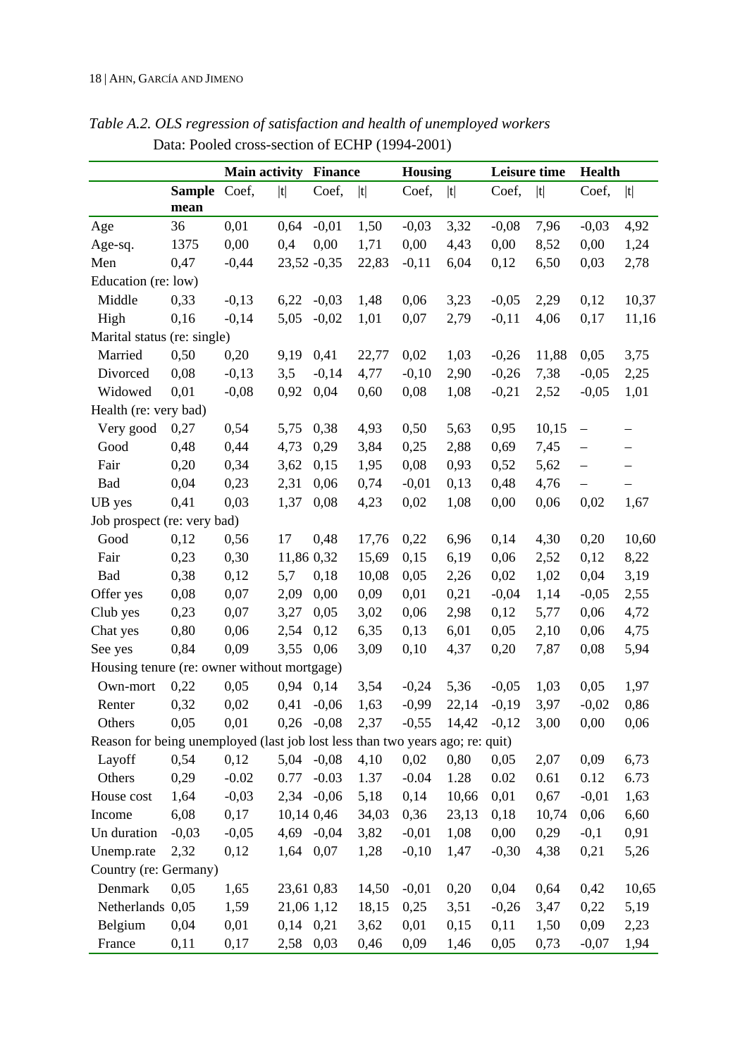*Table A.2. OLS regression of satisfaction and health of unemployed workers*

Data: Pooled cross-section of ECHP (1994-2001)

| | | Main activity | | Finance | | Housing | | Leisure time | | Health | |
|---|---|---|---|---|---|---|---|---|---|---|---|
| | **Sample mean** | Coef, | \|t\| | Coef, | \|t\| | Coef, | \|t\| | Coef, | \|t\| | Coef, | \|t\| |
| Age | 36 | 0,01 | 0,64 | -0,01 | 1,50 | -0,03 | 3,32 | -0,08 | 7,96 | -0,03 | 4,92 |
| Age-sq. | 1375 | 0,00 | 0,4 | 0,00 | 1,71 | 0,00 | 4,43 | 0,00 | 8,52 | 0,00 | 1,24 |
| Men | 0,47 | -0,44 | 23,52 | -0,35 | 22,83 | -0,11 | 6,04 | 0,12 | 6,50 | 0,03 | 2,78 |
| Education (re: low) | | | | | | | | | | | |
| Middle | 0,33 | -0,13 | 6,22 | -0,03 | 1,48 | 0,06 | 3,23 | -0,05 | 2,29 | 0,12 | 10,37 |
| High | 0,16 | -0,14 | 5,05 | -0,02 | 1,01 | 0,07 | 2,79 | -0,11 | 4,06 | 0,17 | 11,16 |
| Marital status (re: single) | | | | | | | | | | | |
| Married | 0,50 | 0,20 | 9,19 | 0,41 | 22,77 | 0,02 | 1,03 | -0,26 | 11,88 | 0,05 | 3,75 |
| Divorced | 0,08 | -0,13 | 3,5 | -0,14 | 4,77 | -0,10 | 2,90 | -0,26 | 7,38 | -0,05 | 2,25 |
| Widowed | 0,01 | -0,08 | 0,92 | 0,04 | 0,60 | 0,08 | 1,08 | -0,21 | 2,52 | -0,05 | 1,01 |
| Health (re: very bad) | | | | | | | | | | | |
| Very good | 0,27 | 0,54 | 5,75 | 0,38 | 4,93 | 0,50 | 5,63 | 0,95 | 10,15 | – | – |
| Good | 0,48 | 0,44 | 4,73 | 0,29 | 3,84 | 0,25 | 2,88 | 0,69 | 7,45 | – | – |
| Fair | 0,20 | 0,34 | 3,62 | 0,15 | 1,95 | 0,08 | 0,93 | 0,52 | 5,62 | – | – |
| Bad | 0,04 | 0,23 | 2,31 | 0,06 | 0,74 | -0,01 | 0,13 | 0,48 | 4,76 | – | – |
| UB yes | 0,41 | 0,03 | 1,37 | 0,08 | 4,23 | 0,02 | 1,08 | 0,00 | 0,06 | 0,02 | 1,67 |
| Job prospect (re: very bad) | | | | | | | | | | | |
| Good | 0,12 | 0,56 | 17 | 0,48 | 17,76 | 0,22 | 6,96 | 0,14 | 4,30 | 0,20 | 10,60 |
| Fair | 0,23 | 0,30 | 11,86 | 0,32 | 15,69 | 0,15 | 6,19 | 0,06 | 2,52 | 0,12 | 8,22 |
| Bad | 0,38 | 0,12 | 5,7 | 0,18 | 10,08 | 0,05 | 2,26 | 0,02 | 1,02 | 0,04 | 3,19 |
| Offer yes | 0,08 | 0,07 | 2,09 | 0,00 | 0,09 | 0,01 | 0,21 | -0,04 | 1,14 | -0,05 | 2,55 |
| Club yes | 0,23 | 0,07 | 3,27 | 0,05 | 3,02 | 0,06 | 2,98 | 0,12 | 5,77 | 0,06 | 4,72 |
| Chat yes | 0,80 | 0,06 | 2,54 | 0,12 | 6,35 | 0,13 | 6,01 | 0,05 | 2,10 | 0,06 | 4,75 |
| See yes | 0,84 | 0,09 | 3,55 | 0,06 | 3,09 | 0,10 | 4,37 | 0,20 | 7,87 | 0,08 | 5,94 |
| Housing tenure (re: owner without mortgage) | | | | | | | | | | | |
| Own-mort | 0,22 | 0,05 | 0,94 | 0,14 | 3,54 | -0,24 | 5,36 | -0,05 | 1,03 | 0,05 | 1,97 |
| Renter | 0,32 | 0,02 | 0,41 | -0,06 | 1,63 | -0,99 | 22,14 | -0,19 | 3,97 | -0,02 | 0,86 |
| Others | 0,05 | 0,01 | 0,26 | -0,08 | 2,37 | -0,55 | 14,42 | -0,12 | 3,00 | 0,00 | 0,06 |
| Reason for being unemployed (last job lost less than two years ago; re: quit) | | | | | | | | | | | |
| Layoff | 0,54 | 0,12 | 5,04 | -0,08 | 4,10 | 0,02 | 0,80 | 0,05 | 2,07 | 0,09 | 6,73 |
| Others | 0,29 | -0.02 | 0.77 | -0.03 | 1.37 | -0.04 | 1.28 | 0.02 | 0.61 | 0.12 | 6.73 |
| House cost | 1,64 | -0,03 | 2,34 | -0,06 | 5,18 | 0,14 | 10,66 | 0,01 | 0,67 | -0,01 | 1,63 |
| Income | 6,08 | 0,17 | 10,14 | 0,46 | 34,03 | 0,36 | 23,13 | 0,18 | 10,74 | 0,06 | 6,60 |
| Un duration | -0,03 | -0,05 | 4,69 | -0,04 | 3,82 | -0,01 | 1,08 | 0,00 | 0,29 | -0,1 | 0,91 |
| Unemp.rate | 2,32 | 0,12 | 1,64 | 0,07 | 1,28 | -0,10 | 1,47 | -0,30 | 4,38 | 0,21 | 5,26 |
| Country (re: Germany) | | | | | | | | | | | |
| Denmark | 0,05 | 1,65 | 23,61 | 0,83 | 14,50 | -0,01 | 0,20 | 0,04 | 0,64 | 0,42 | 10,65 |
| Netherlands | 0,05 | 1,59 | 21,06 | 1,12 | 18,15 | 0,25 | 3,51 | -0,26 | 3,47 | 0,22 | 5,19 |
| Belgium | 0,04 | 0,01 | 0,14 | 0,21 | 3,62 | 0,01 | 0,15 | 0,11 | 1,50 | 0,09 | 2,23 |
| France | 0,11 | 0,17 | 2,58 | 0,03 | 0,46 | 0,09 | 1,46 | 0,05 | 0,73 | -0,07 | 1,94 |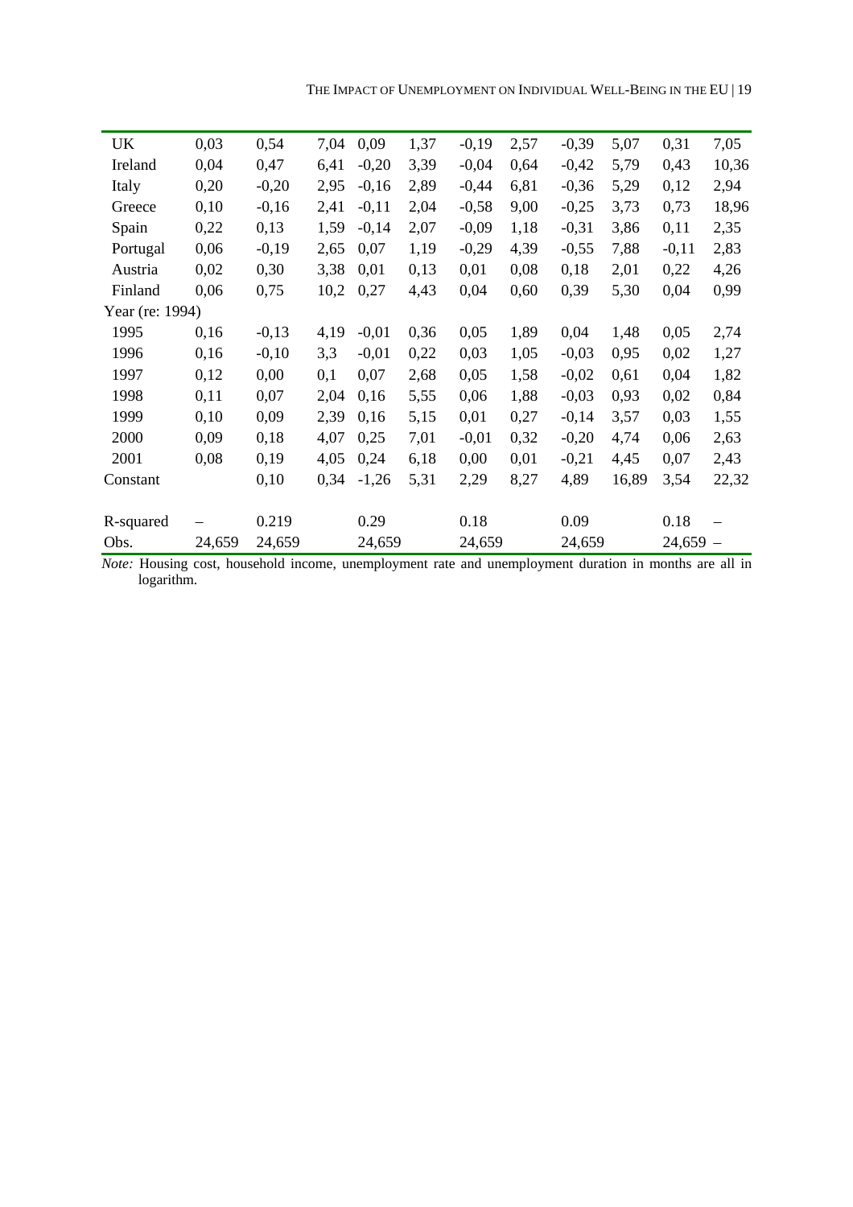| | | | | | | | | | | | |
|---|---|---|---|---|---|---|---|---|---|---|---|
| UK | 0,03 | 0,54 | 7,04 | 0,09 | 1,37 | -0,19 | 2,57 | -0,39 | 5,07 | 0,31 | 7,05 |
| Ireland | 0,04 | 0,47 | 6,41 | -0,20 | 3,39 | -0,04 | 0,64 | -0,42 | 5,79 | 0,43 | 10,36 |
| Italy | 0,20 | -0,20 | 2,95 | -0,16 | 2,89 | -0,44 | 6,81 | -0,36 | 5,29 | 0,12 | 2,94 |
| Greece | 0,10 | -0,16 | 2,41 | -0,11 | 2,04 | -0,58 | 9,00 | -0,25 | 3,73 | 0,73 | 18,96 |
| Spain | 0,22 | 0,13 | 1,59 | -0,14 | 2,07 | -0,09 | 1,18 | -0,31 | 3,86 | 0,11 | 2,35 |
| Portugal | 0,06 | -0,19 | 2,65 | 0,07 | 1,19 | -0,29 | 4,39 | -0,55 | 7,88 | -0,11 | 2,83 |
| Austria | 0,02 | 0,30 | 3,38 | 0,01 | 0,13 | 0,01 | 0,08 | 0,18 | 2,01 | 0,22 | 4,26 |
| Finland | 0,06 | 0,75 | 10,2 | 0,27 | 4,43 | 0,04 | 0,60 | 0,39 | 5,30 | 0,04 | 0,99 |
| Year (re: 1994) | | | | | | | | | | | |
| 1995 | 0,16 | -0,13 | 4,19 | -0,01 | 0,36 | 0,05 | 1,89 | 0,04 | 1,48 | 0,05 | 2,74 |
| 1996 | 0,16 | -0,10 | 3,3 | -0,01 | 0,22 | 0,03 | 1,05 | -0,03 | 0,95 | 0,02 | 1,27 |
| 1997 | 0,12 | 0,00 | 0,1 | 0,07 | 2,68 | 0,05 | 1,58 | -0,02 | 0,61 | 0,04 | 1,82 |
| 1998 | 0,11 | 0,07 | 2,04 | 0,16 | 5,55 | 0,06 | 1,88 | -0,03 | 0,93 | 0,02 | 0,84 |
| 1999 | 0,10 | 0,09 | 2,39 | 0,16 | 5,15 | 0,01 | 0,27 | -0,14 | 3,57 | 0,03 | 1,55 |
| 2000 | 0,09 | 0,18 | 4,07 | 0,25 | 7,01 | -0,01 | 0,32 | -0,20 | 4,74 | 0,06 | 2,63 |
| 2001 | 0,08 | 0,19 | 4,05 | 0,24 | 6,18 | 0,00 | 0,01 | -0,21 | 4,45 | 0,07 | 2,43 |
| Constant | | 0,10 | 0,34 | -1,26 | 5,31 | 2,29 | 8,27 | 4,89 | 16,89 | 3,54 | 22,32 |
| | | | | | | | | | | | |
| R-squared | – | 0.219 | | 0.29 | | 0.18 | | 0.09 | | 0.18 | – |
| Obs. | 24,659 | 24,659 | | 24,659 | | 24,659 | | 24,659 | | 24,659 | – |

*Note:* Housing cost, household income, unemployment rate and unemployment duration in months are all in logarithm.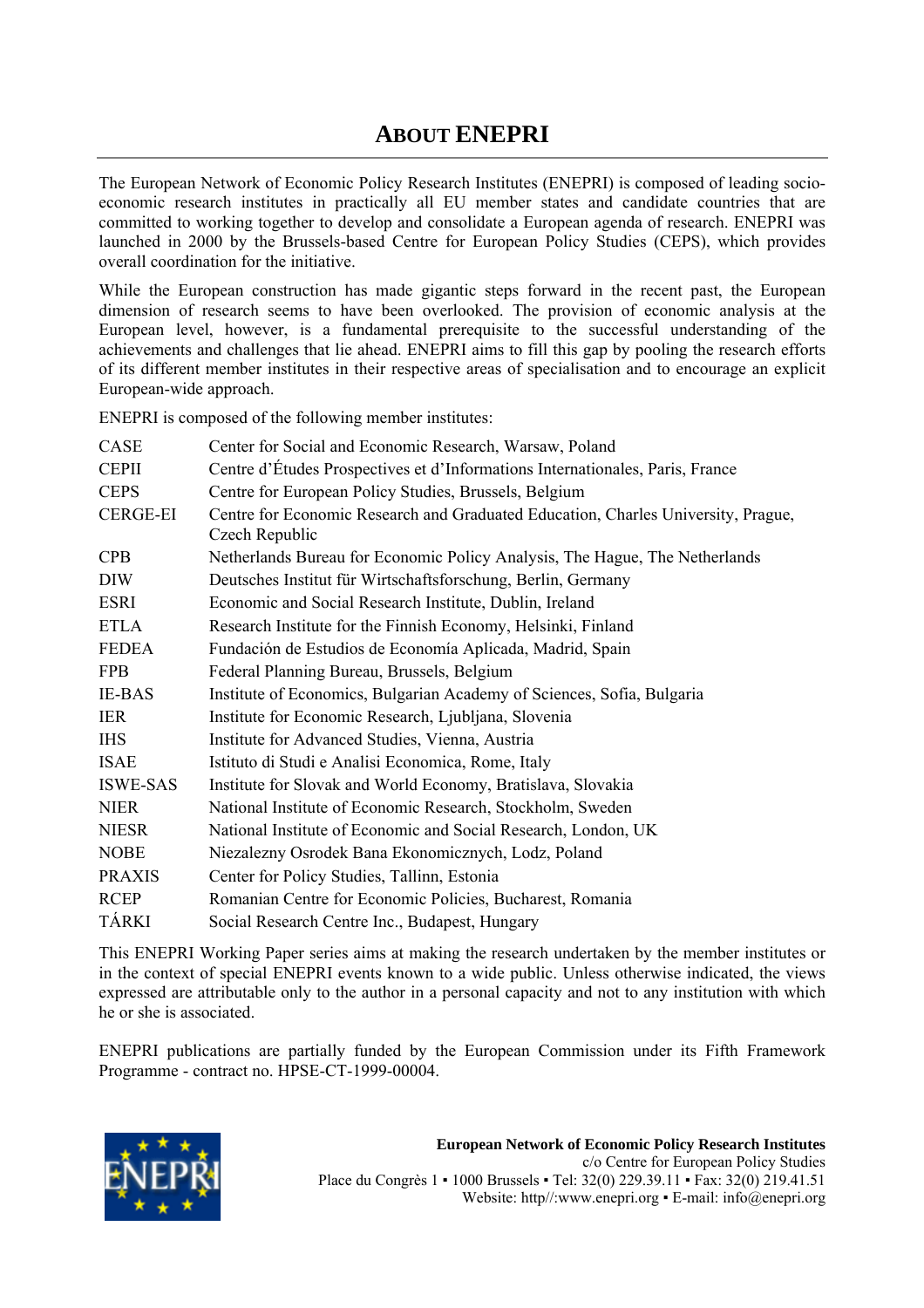# About ENEPRI

The European Network of Economic Policy Research Institutes (ENEPRI) is composed of leading socio-economic research institutes in practically all EU member states and candidate countries that are committed to working together to develop and consolidate a European agenda of research. ENEPRI was launched in 2000 by the Brussels-based Centre for European Policy Studies (CEPS), which provides overall coordination for the initiative.

While the European construction has made gigantic steps forward in the recent past, the European dimension of research seems to have been overlooked. The provision of economic analysis at the European level, however, is a fundamental prerequisite to the successful understanding of the achievements and challenges that lie ahead. ENEPRI aims to fill this gap by pooling the research efforts of its different member institutes in their respective areas of specialisation and to encourage an explicit European-wide approach.

ENEPRI is composed of the following member institutes:

| | |
|---|---|
| CASE | Center for Social and Economic Research, Warsaw, Poland |
| CEPII | Centre d'Études Prospectives et d'Informations Internationales, Paris, France |
| CEPS | Centre for European Policy Studies, Brussels, Belgium |
| CERGE-EI | Centre for Economic Research and Graduated Education, Charles University, Prague, Czech Republic |
| CPB | Netherlands Bureau for Economic Policy Analysis, The Hague, The Netherlands |
| DIW | Deutsches Institut für Wirtschaftsforschung, Berlin, Germany |
| ESRI | Economic and Social Research Institute, Dublin, Ireland |
| ETLA | Research Institute for the Finnish Economy, Helsinki, Finland |
| FEDEA | Fundación de Estudios de Economía Aplicada, Madrid, Spain |
| FPB | Federal Planning Bureau, Brussels, Belgium |
| IE-BAS | Institute of Economics, Bulgarian Academy of Sciences, Sofia, Bulgaria |
| IER | Institute for Economic Research, Ljubljana, Slovenia |
| IHS | Institute for Advanced Studies, Vienna, Austria |
| ISAE | Istituto di Studi e Analisi Economica, Rome, Italy |
| ISWE-SAS | Institute for Slovak and World Economy, Bratislava, Slovakia |
| NIER | National Institute of Economic Research, Stockholm, Sweden |
| NIESR | National Institute of Economic and Social Research, London, UK |
| NOBE | Niezalezny Osrodek Bana Ekonomicznych, Lodz, Poland |
| PRAXIS | Center for Policy Studies, Tallinn, Estonia |
| RCEP | Romanian Centre for Economic Policies, Bucharest, Romania |
| TÁRKI | Social Research Centre Inc., Budapest, Hungary |

This ENEPRI Working Paper series aims at making the research undertaken by the member institutes or in the context of special ENEPRI events known to a wide public. Unless otherwise indicated, the views expressed are attributable only to the author in a personal capacity and not to any institution with which he or she is associated.

ENEPRI publications are partially funded by the European Commission under its Fifth Framework Programme - contract no. HPSE-CT-1999-00004.

**European Network of Economic Policy Research Institutes**
c/o Centre for European Policy Studies
Place du Congrès 1 ▪ 1000 Brussels ▪ Tel: 32(0) 229.39.11 ▪ Fax: 32(0) 219.41.51
Website: http//:www.enepri.org ▪ E-mail: info@enepri.org